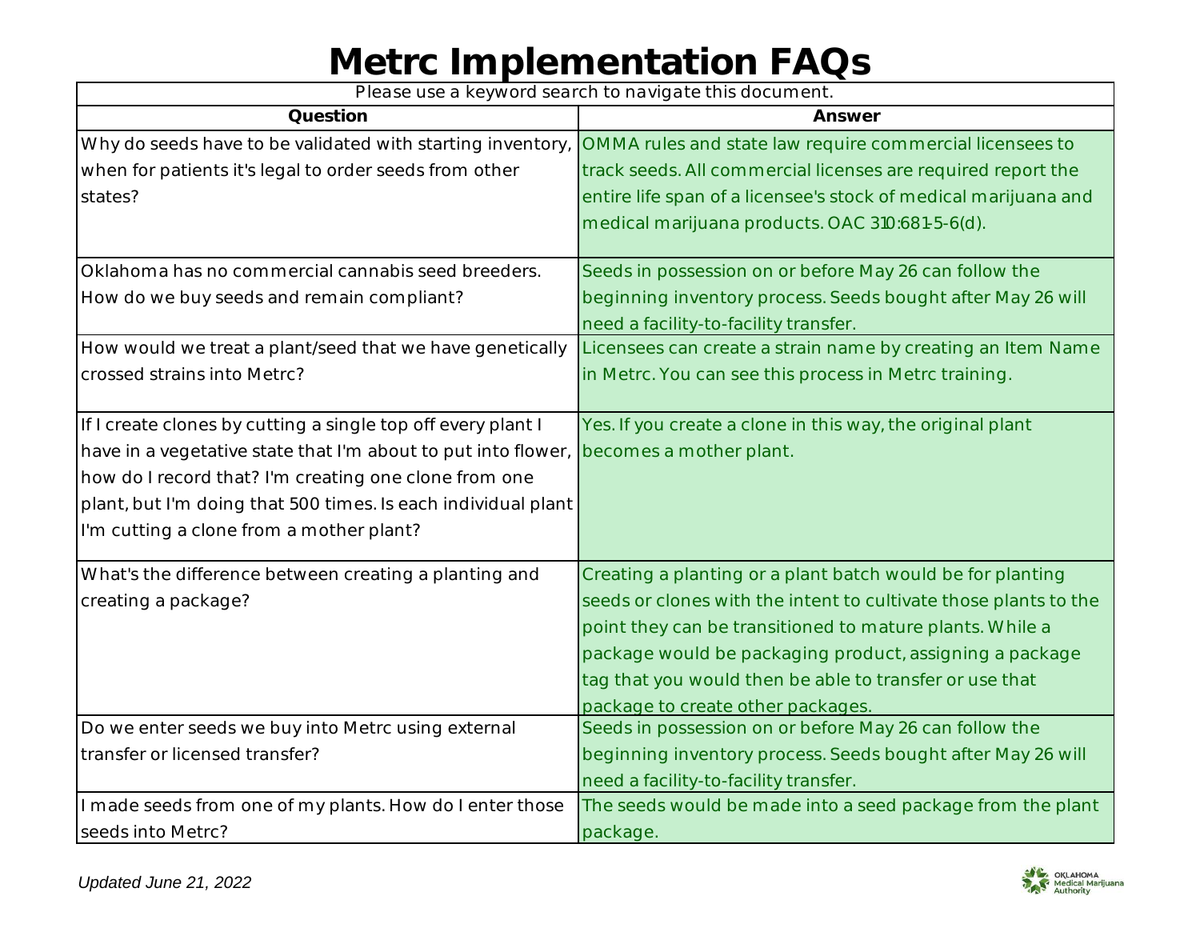# Metrc Implementation FAQs

Please use a keyword search to navigate this document.

| Question | Answer |
|---|---|
| Why do seeds have to be validated with starting inventory, when for patients it's legal to order seeds from other states? | OMMA rules and state law require commercial licensees to track seeds. All commercial licenses are required report the entire life span of a licensee's stock of medical marijuana and medical marijuana products. OAC 310:681-5-6(d). |
| Oklahoma has no commercial cannabis seed breeders. How do we buy seeds and remain compliant? | Seeds in possession on or before May 26 can follow the beginning inventory process. Seeds bought after May 26 will need a facility-to-facility transfer. |
| How would we treat a plant/seed that we have genetically crossed strains into Metrc? | Licensees can create a strain name by creating an Item Name in Metrc. You can see this process in Metrc training. |
| If I create clones by cutting a single top off every plant I have in a vegetative state that I'm about to put into flower, how do I record that? I'm creating one clone from one plant, but I'm doing that 500 times. Is each individual plant I'm cutting a clone from a mother plant? | Yes. If you create a clone in this way, the original plant becomes a mother plant. |
| What's the difference between creating a planting and creating a package? | Creating a planting or a plant batch would be for planting seeds or clones with the intent to cultivate those plants to the point they can be transitioned to mature plants. While a package would be packaging product, assigning a package tag that you would then be able to transfer or use that package to create other packages. |
| Do we enter seeds we buy into Metrc using external transfer or licensed transfer? | Seeds in possession on or before May 26 can follow the beginning inventory process. Seeds bought after May 26 will need a facility-to-facility transfer. |
| I made seeds from one of my plants. How do I enter those seeds into Metrc? | The seeds would be made into a seed package from the plant package. |

*Updated June 21, 2022*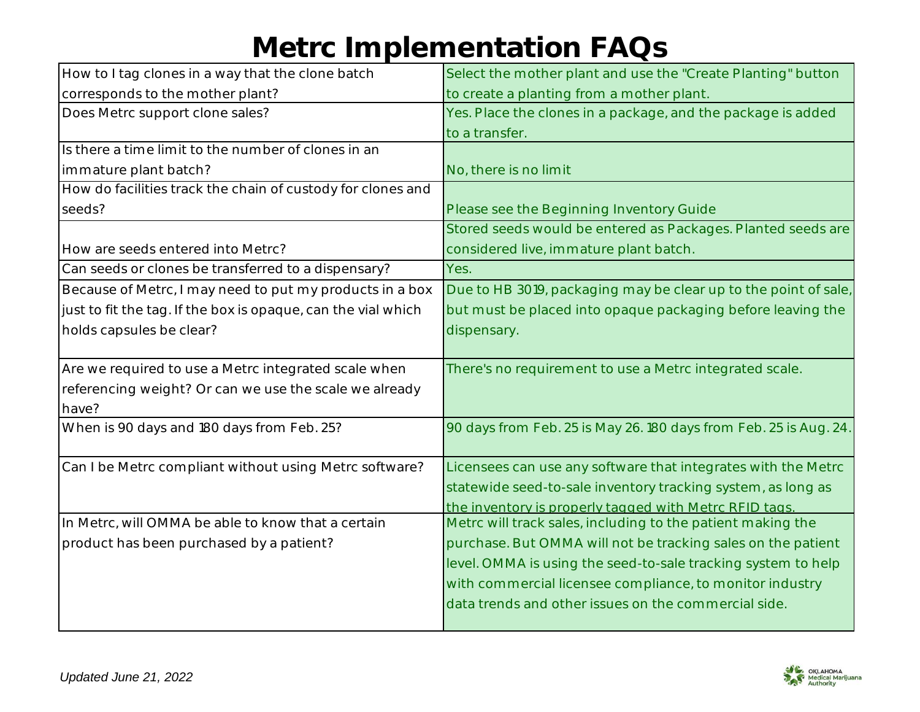# Metrc Implementation FAQs

| Question | Answer |
| --- | --- |
| How to I tag clones in a way that the clone batch corresponds to the mother plant? | Select the mother plant and use the "Create Planting" button to create a planting from a mother plant. |
| Does Metrc support clone sales? | Yes. Place the clones in a package, and the package is added to a transfer. |
| Is there a time limit to the number of clones in an immature plant batch? | No, there is no limit |
| How do facilities track the chain of custody for clones and seeds? | Please see the Beginning Inventory Guide |
| How are seeds entered into Metrc? | Stored seeds would be entered as Packages. Planted seeds are considered live, immature plant batch. |
| Can seeds or clones be transferred to a dispensary? | Yes. |
| Because of Metrc, I may need to put my products in a box just to fit the tag. If the box is opaque, can the vial which holds capsules be clear? | Due to HB 3019, packaging may be clear up to the point of sale, but must be placed into opaque packaging before leaving the dispensary. |
| Are we required to use a Metrc integrated scale when referencing weight? Or can we use the scale we already have? | There's no requirement to use a Metrc integrated scale. |
| When is 90 days and 180 days from Feb. 25? | 90 days from Feb. 25 is May 26. 180 days from Feb. 25 is Aug. 24. |
| Can I be Metrc compliant without using Metrc software? | Licensees can use any software that integrates with the Metrc statewide seed-to-sale inventory tracking system, as long as the inventory is properly tagged with Metrc RFID tags. |
| In Metrc, will OMMA be able to know that a certain product has been purchased by a patient? | Metrc will track sales, including to the patient making the purchase. But OMMA will not be tracking sales on the patient level. OMMA is using the seed-to-sale tracking system to help with commercial licensee compliance, to monitor industry data trends and other issues on the commercial side. |

*Updated June 21, 2022*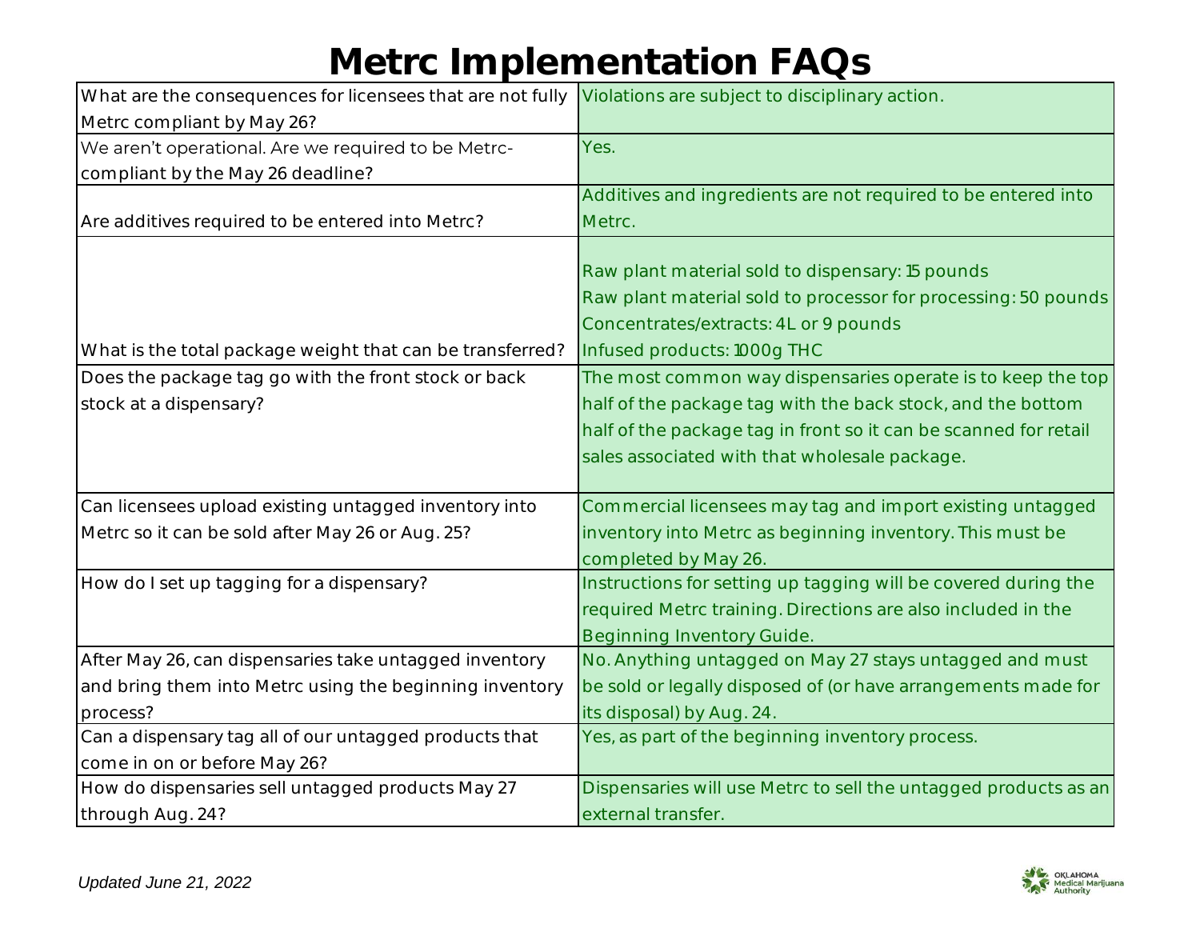# Metrc Implementation FAQs

| Question | Answer |
|---|---|
| What are the consequences for licensees that are not fully Metrc compliant by May 26? | Violations are subject to disciplinary action. |
| We aren't operational. Are we required to be Metrc-compliant by the May 26 deadline? | Yes. |
| Are additives required to be entered into Metrc? | Additives and ingredients are not required to be entered into Metrc. |
| What is the total package weight that can be transferred? | Raw plant material sold to dispensary: 15 pounds<br>Raw plant material sold to processor for processing: 50 pounds<br>Concentrates/extracts: 4L or 9 pounds<br>Infused products: 1000g THC |
| Does the package tag go with the front stock or back stock at a dispensary? | The most common way dispensaries operate is to keep the top half of the package tag with the back stock, and the bottom half of the package tag in front so it can be scanned for retail sales associated with that wholesale package. |
| Can licensees upload existing untagged inventory into Metrc so it can be sold after May 26 or Aug. 25? | Commercial licensees may tag and import existing untagged inventory into Metrc as beginning inventory. This must be completed by May 26. |
| How do I set up tagging for a dispensary? | Instructions for setting up tagging will be covered during the required Metrc training. Directions are also included in the Beginning Inventory Guide. |
| After May 26, can dispensaries take untagged inventory and bring them into Metrc using the beginning inventory process? | No. Anything untagged on May 27 stays untagged and must be sold or legally disposed of (or have arrangements made for its disposal) by Aug. 24. |
| Can a dispensary tag all of our untagged products that come in on or before May 26? | Yes, as part of the beginning inventory process. |
| How do dispensaries sell untagged products May 27 through Aug. 24? | Dispensaries will use Metrc to sell the untagged products as an external transfer. |

*Updated June 21, 2022*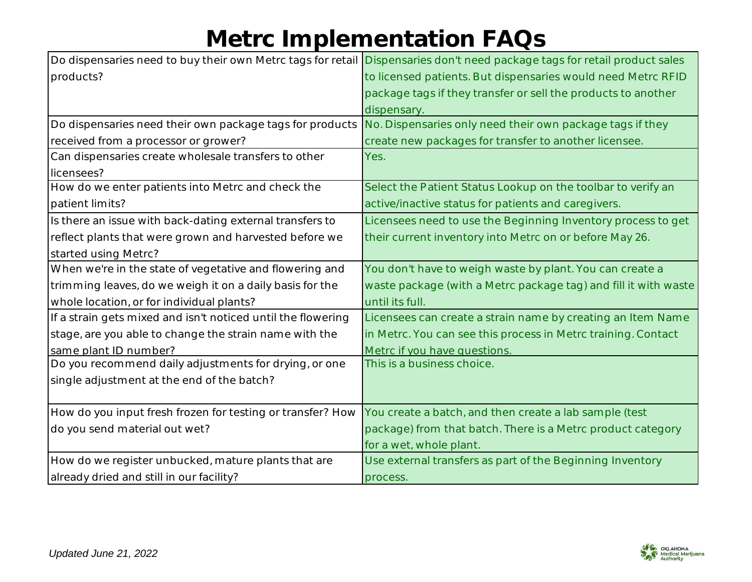# Metrc Implementation FAQs

| Question | Answer |
|---|---|
| Do dispensaries need to buy their own Metrc tags for retail products? | Dispensaries don't need package tags for retail product sales to licensed patients. But dispensaries would need Metrc RFID package tags if they transfer or sell the products to another dispensary. |
| Do dispensaries need their own package tags for products received from a processor or grower? | No. Dispensaries only need their own package tags if they create new packages for transfer to another licensee. |
| Can dispensaries create wholesale transfers to other licensees? | Yes. |
| How do we enter patients into Metrc and check the patient limits? | Select the Patient Status Lookup on the toolbar to verify an active/inactive status for patients and caregivers. |
| Is there an issue with back-dating external transfers to reflect plants that were grown and harvested before we started using Metrc? | Licensees need to use the Beginning Inventory process to get their current inventory into Metrc on or before May 26. |
| When we're in the state of vegetative and flowering and trimming leaves, do we weigh it on a daily basis for the whole location, or for individual plants? | You don't have to weigh waste by plant. You can create a waste package (with a Metrc package tag) and fill it with waste until its full. |
| If a strain gets mixed and isn't noticed until the flowering stage, are you able to change the strain name with the same plant ID number? | Licensees can create a strain name by creating an Item Name in Metrc. You can see this process in Metrc training. Contact Metrc if you have questions. |
| Do you recommend daily adjustments for drying, or one single adjustment at the end of the batch? | This is a business choice. |
| How do you input fresh frozen for testing or transfer? How do you send material out wet? | You create a batch, and then create a lab sample (test package) from that batch. There is a Metrc product category for a wet, whole plant. |
| How do we register unbucked, mature plants that are already dried and still in our facility? | Use external transfers as part of the Beginning Inventory process. |

*Updated June 21, 2022*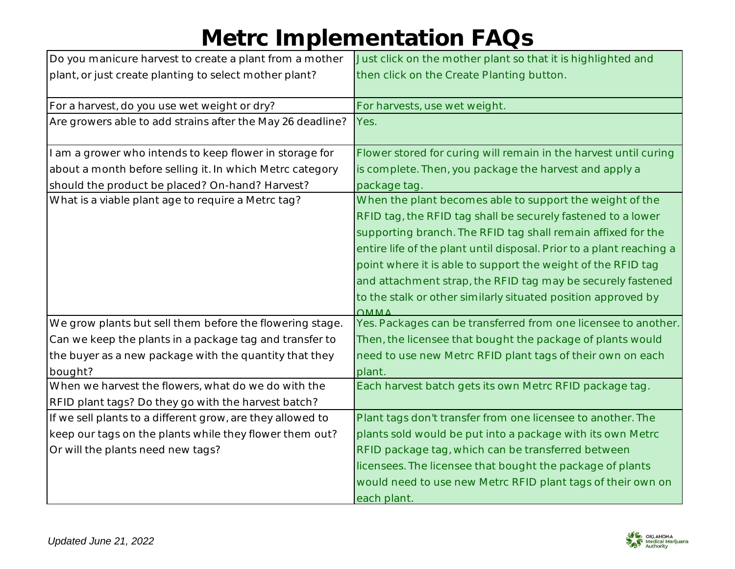# Metrc Implementation FAQs

| | |
|---|---|
| Do you manicure harvest to create a plant from a mother plant, or just create planting to select mother plant? | Just click on the mother plant so that it is highlighted and then click on the Create Planting button. |
| For a harvest, do you use wet weight or dry? | For harvests, use wet weight. |
| Are growers able to add strains after the May 26 deadline? | Yes. |
| I am a grower who intends to keep flower in storage for about a month before selling it. In which Metrc category should the product be placed? On-hand? Harvest? | Flower stored for curing will remain in the harvest until curing is complete. Then, you package the harvest and apply a package tag. |
| What is a viable plant age to require a Metrc tag? | When the plant becomes able to support the weight of the RFID tag, the RFID tag shall be securely fastened to a lower supporting branch. The RFID tag shall remain affixed for the entire life of the plant until disposal. Prior to a plant reaching a point where it is able to support the weight of the RFID tag and attachment strap, the RFID tag may be securely fastened to the stalk or other similarly situated position approved by OMMA. |
| We grow plants but sell them before the flowering stage. Can we keep the plants in a package tag and transfer to the buyer as a new package with the quantity that they bought? | Yes. Packages can be transferred from one licensee to another. Then, the licensee that bought the package of plants would need to use new Metrc RFID plant tags of their own on each plant. |
| When we harvest the flowers, what do we do with the RFID plant tags? Do they go with the harvest batch? | Each harvest batch gets its own Metrc RFID package tag. |
| If we sell plants to a different grow, are they allowed to keep our tags on the plants while they flower them out? Or will the plants need new tags? | Plant tags don't transfer from one licensee to another. The plants sold would be put into a package with its own Metrc RFID package tag, which can be transferred between licensees. The licensee that bought the package of plants would need to use new Metrc RFID plant tags of their own on each plant. |

*Updated June 21, 2022*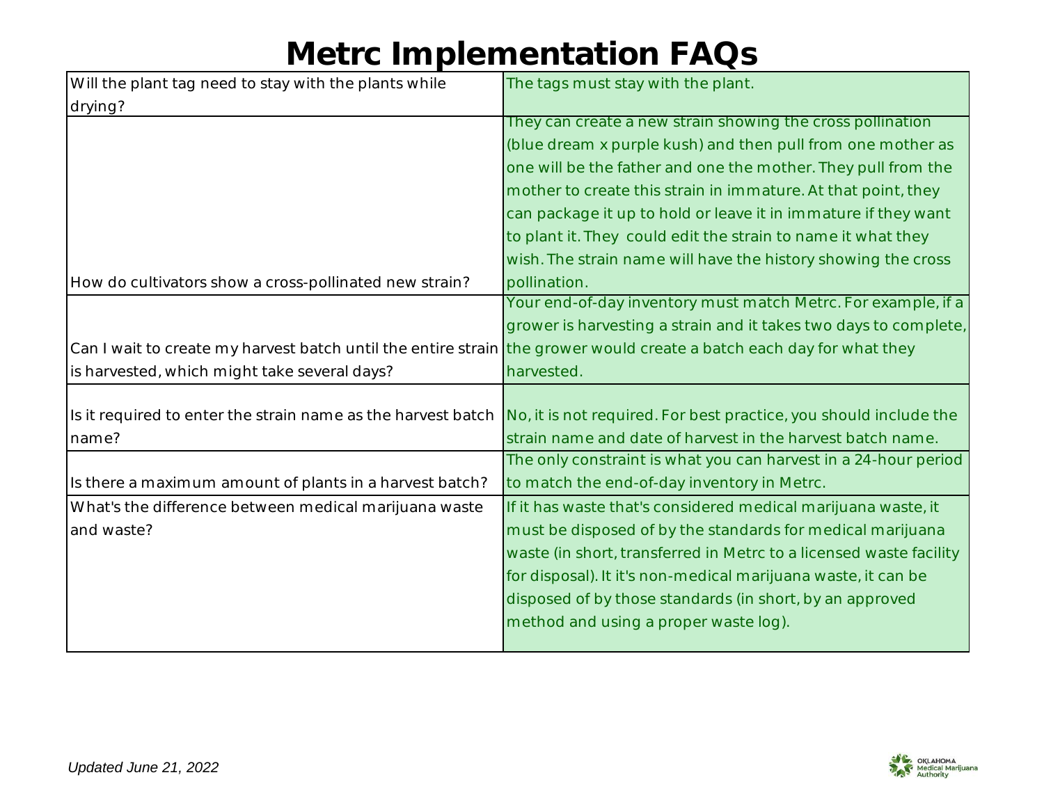# Metrc Implementation FAQs

| | |
|---|---|
| Will the plant tag need to stay with the plants while drying? | The tags must stay with the plant. |
| How do cultivators show a cross-pollinated new strain? | They can create a new strain showing the cross pollination (blue dream x purple kush) and then pull from one mother as one will be the father and one the mother. They pull from the mother to create this strain in immature. At that point, they can package it up to hold or leave it in immature if they want to plant it. They could edit the strain to name it what they wish. The strain name will have the history showing the cross pollination. |
| Can I wait to create my harvest batch until the entire strain is harvested, which might take several days? | Your end-of-day inventory must match Metrc. For example, if a grower is harvesting a strain and it takes two days to complete, the grower would create a batch each day for what they harvested. |
| Is it required to enter the strain name as the harvest batch name? | No, it is not required. For best practice, you should include the strain name and date of harvest in the harvest batch name. |
| Is there a maximum amount of plants in a harvest batch? | The only constraint is what you can harvest in a 24-hour period to match the end-of-day inventory in Metrc. |
| What's the difference between medical marijuana waste and waste? | If it has waste that's considered medical marijuana waste, it must be disposed of by the standards for medical marijuana waste (in short, transferred in Metrc to a licensed waste facility for disposal). It it's non-medical marijuana waste, it can be disposed of by those standards (in short, by an approved method and using a proper waste log). |

*Updated June 21, 2022*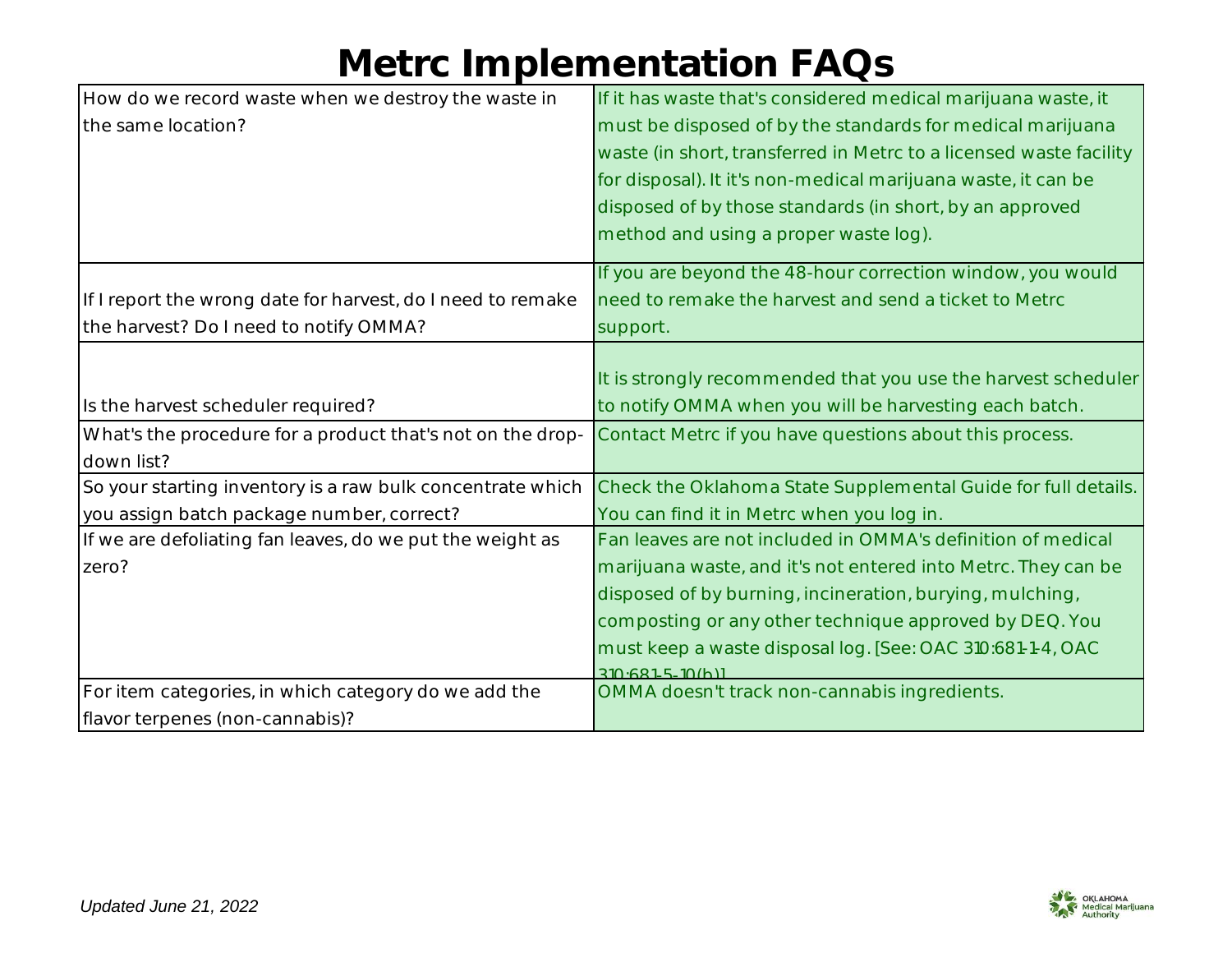# Metrc Implementation FAQs

| Question | Answer |
| --- | --- |
| How do we record waste when we destroy the waste in the same location? | If it has waste that's considered medical marijuana waste, it must be disposed of by the standards for medical marijuana waste (in short, transferred in Metrc to a licensed waste facility for disposal). It it's non-medical marijuana waste, it can be disposed of by those standards (in short, by an approved method and using a proper waste log). |
| If I report the wrong date for harvest, do I need to remake the harvest? Do I need to notify OMMA? | If you are beyond the 48-hour correction window, you would need to remake the harvest and send a ticket to Metrc support. |
| Is the harvest scheduler required? | It is strongly recommended that you use the harvest scheduler to notify OMMA when you will be harvesting each batch. |
| What's the procedure for a product that's not on the drop-down list? | Contact Metrc if you have questions about this process. |
| So your starting inventory is a raw bulk concentrate which you assign batch package number, correct? | Check the Oklahoma State Supplemental Guide for full details. You can find it in Metrc when you log in. |
| If we are defoliating fan leaves, do we put the weight as zero? | Fan leaves are not included in OMMA's definition of medical marijuana waste, and it's not entered into Metrc. They can be disposed of by burning, incineration, burying, mulching, composting or any other technique approved by DEQ. You must keep a waste disposal log. [See: OAC 310:681-1-4, OAC 310:681-5-10(b)] |
| For item categories, in which category do we add the flavor terpenes (non-cannabis)? | OMMA doesn't track non-cannabis ingredients. |

*Updated June 21, 2022*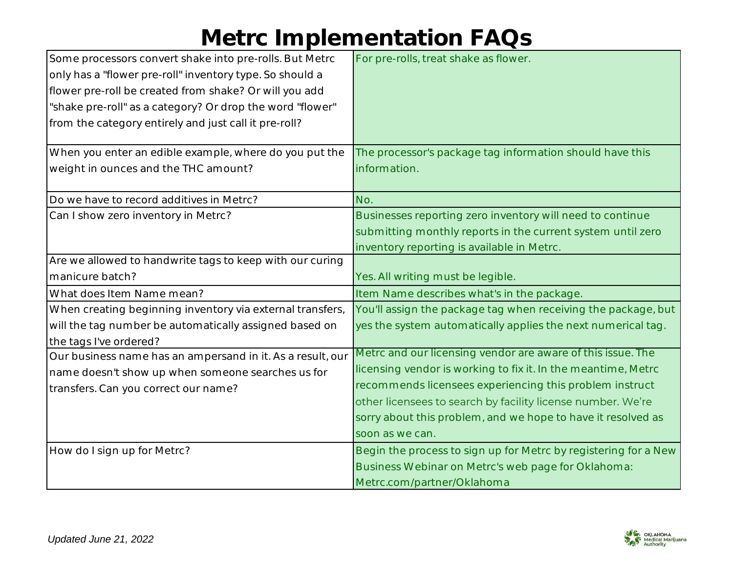# Metrc Implementation FAQs

| Question | Answer |
|---|---|
| Some processors convert shake into pre-rolls. But Metrc only has a "flower pre-roll" inventory type. So should a flower pre-roll be created from shake? Or will you add "shake pre-roll" as a category? Or drop the word "flower" from the category entirely and just call it pre-roll? | For pre-rolls, treat shake as flower. |
| When you enter an edible example, where do you put the weight in ounces and the THC amount? | The processor's package tag information should have this information. |
| Do we have to record additives in Metrc? | No. |
| Can I show zero inventory in Metrc? | Businesses reporting zero inventory will need to continue submitting monthly reports in the current system until zero inventory reporting is available in Metrc. |
| Are we allowed to handwrite tags to keep with our curing manicure batch? | Yes. All writing must be legible. |
| What does Item Name mean? | Item Name describes what's in the package. |
| When creating beginning inventory via external transfers, will the tag number be automatically assigned based on the tags I've ordered? | You'll assign the package tag when receiving the package, but yes the system automatically applies the next numerical tag. |
| Our business name has an ampersand in it. As a result, our name doesn't show up when someone searches us for transfers. Can you correct our name? | Metrc and our licensing vendor are aware of this issue. The licensing vendor is working to fix it. In the meantime, Metrc recommends licensees experiencing this problem instruct other licensees to search by facility license number. We're sorry about this problem, and we hope to have it resolved as soon as we can. |
| How do I sign up for Metrc? | Begin the process to sign up for Metrc by registering for a New Business Webinar on Metrc's web page for Oklahoma: Metrc.com/partner/Oklahoma |

*Updated June 21, 2022*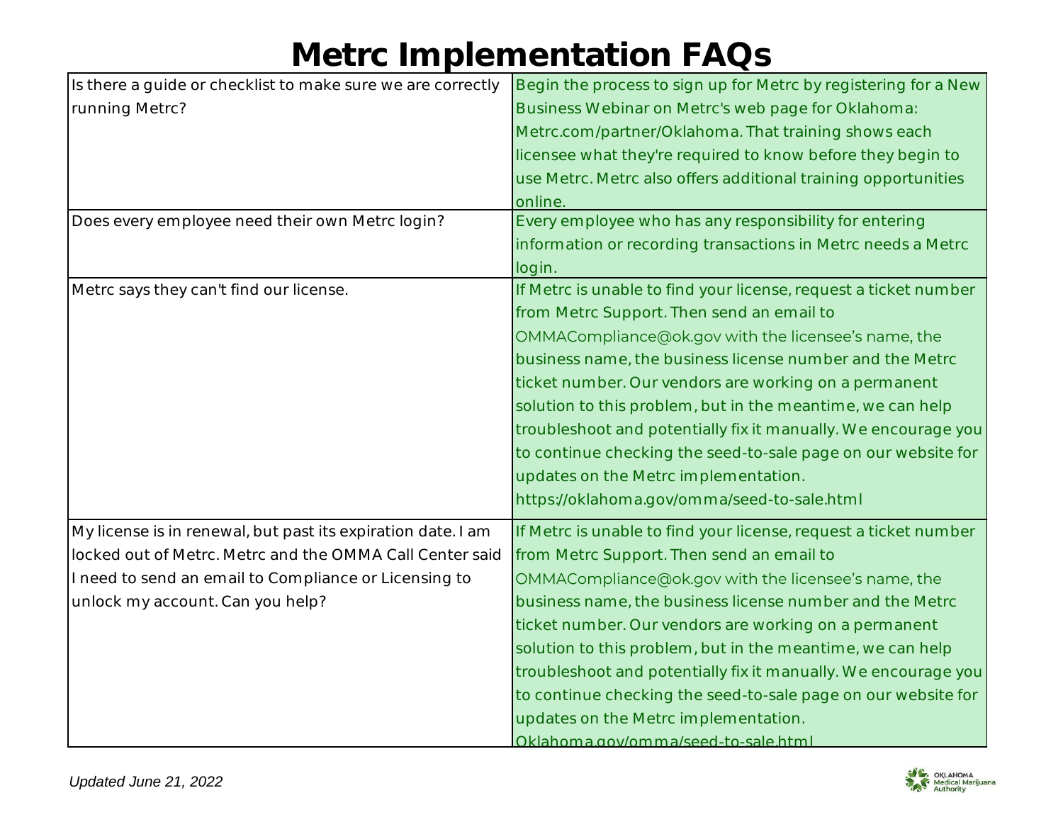# Metrc Implementation FAQs

| Question | Answer |
| --- | --- |
| Is there a guide or checklist to make sure we are correctly running Metrc? | Begin the process to sign up for Metrc by registering for a New Business Webinar on Metrc's web page for Oklahoma: Metrc.com/partner/Oklahoma. That training shows each licensee what they're required to know before they begin to use Metrc. Metrc also offers additional training opportunities online. |
| Does every employee need their own Metrc login? | Every employee who has any responsibility for entering information or recording transactions in Metrc needs a Metrc login. |
| Metrc says they can't find our license. | If Metrc is unable to find your license, request a ticket number from Metrc Support. Then send an email to OMMACompliance@ok.gov with the licensee's name, the business name, the business license number and the Metrc ticket number. Our vendors are working on a permanent solution to this problem, but in the meantime, we can help troubleshoot and potentially fix it manually. We encourage you to continue checking the seed-to-sale page on our website for updates on the Metrc implementation. https://oklahoma.gov/omma/seed-to-sale.html |
| My license is in renewal, but past its expiration date. I am locked out of Metrc. Metrc and the OMMA Call Center said I need to send an email to Compliance or Licensing to unlock my account. Can you help? | If Metrc is unable to find your license, request a ticket number from Metrc Support. Then send an email to OMMACompliance@ok.gov with the licensee's name, the business name, the business license number and the Metrc ticket number. Our vendors are working on a permanent solution to this problem, but in the meantime, we can help troubleshoot and potentially fix it manually. We encourage you to continue checking the seed-to-sale page on our website for updates on the Metrc implementation. Oklahoma.gov/omma/seed-to-sale.html |

*Updated June 21, 2022*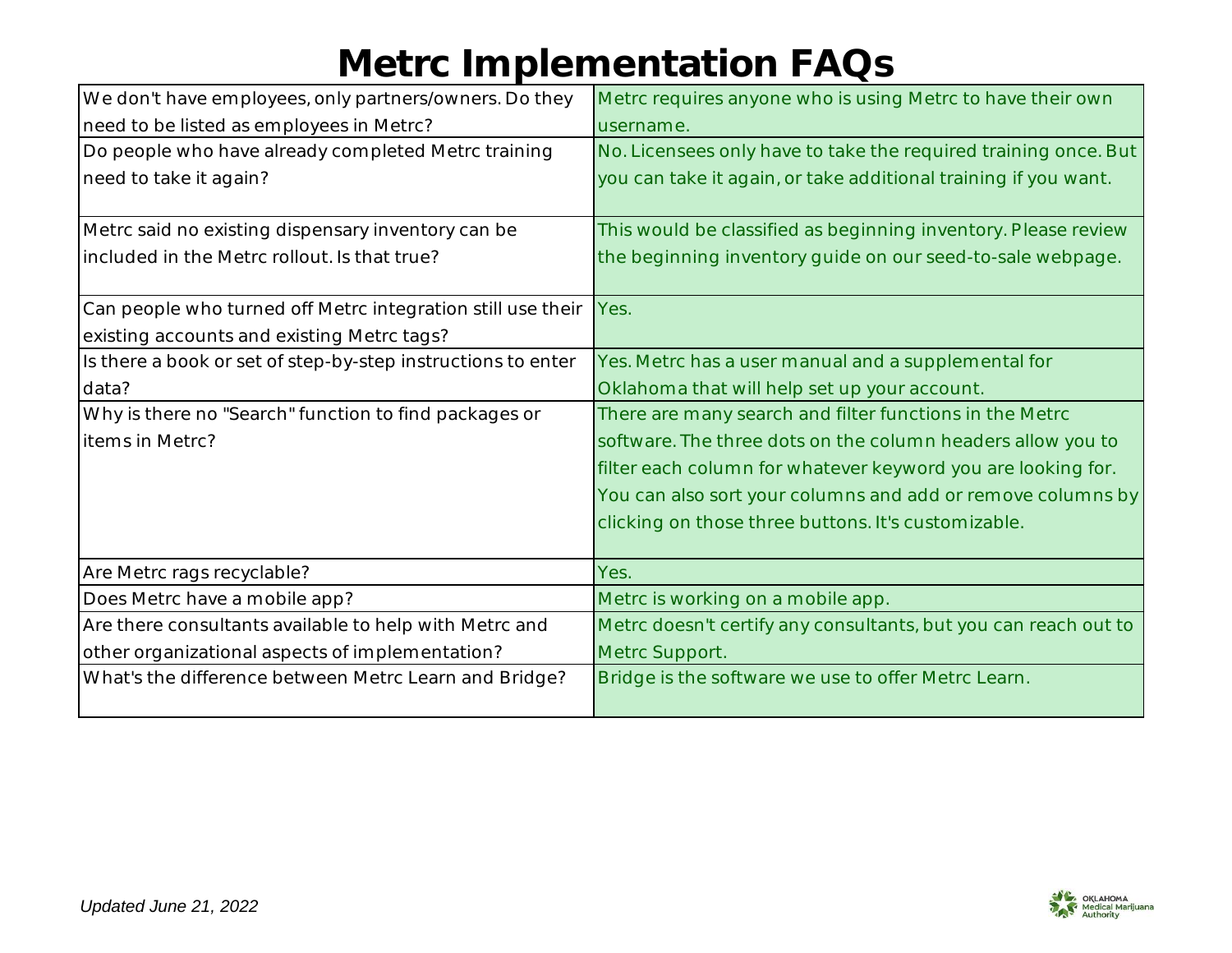# Metrc Implementation FAQs

| Question | Answer |
|---|---|
| We don't have employees, only partners/owners. Do they need to be listed as employees in Metrc? | Metrc requires anyone who is using Metrc to have their own username. |
| Do people who have already completed Metrc training need to take it again? | No. Licensees only have to take the required training once. But you can take it again, or take additional training if you want. |
| Metrc said no existing dispensary inventory can be included in the Metrc rollout. Is that true? | This would be classified as beginning inventory. Please review the beginning inventory guide on our seed-to-sale webpage. |
| Can people who turned off Metrc integration still use their existing accounts and existing Metrc tags? | Yes. |
| Is there a book or set of step-by-step instructions to enter data? | Yes. Metrc has a user manual and a supplemental for Oklahoma that will help set up your account. |
| Why is there no "Search" function to find packages or items in Metrc? | There are many search and filter functions in the Metrc software. The three dots on the column headers allow you to filter each column for whatever keyword you are looking for. You can also sort your columns and add or remove columns by clicking on those three buttons. It's customizable. |
| Are Metrc rags recyclable? | Yes. |
| Does Metrc have a mobile app? | Metrc is working on a mobile app. |
| Are there consultants available to help with Metrc and other organizational aspects of implementation? | Metrc doesn't certify any consultants, but you can reach out to Metrc Support. |
| What's the difference between Metrc Learn and Bridge? | Bridge is the software we use to offer Metrc Learn. |

*Updated June 21, 2022*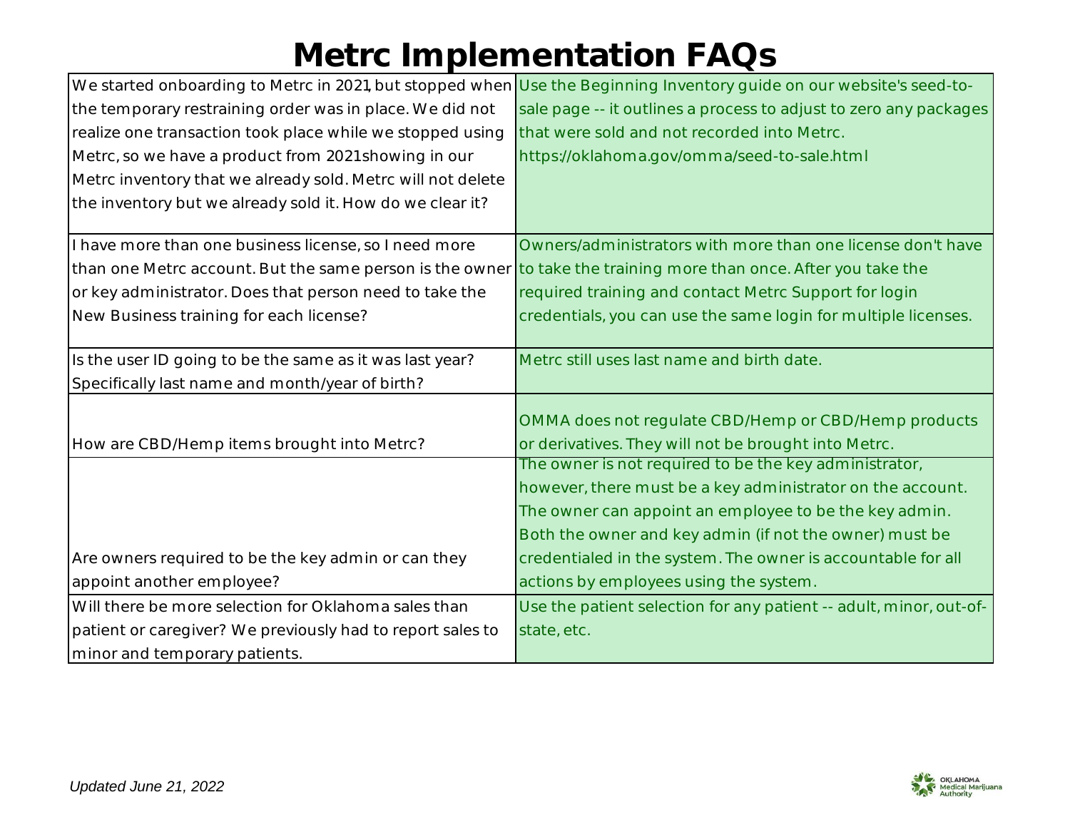# Metrc Implementation FAQs

| Question | Answer |
| --- | --- |
| We started onboarding to Metrc in 2021, but stopped when the temporary restraining order was in place. We did not realize one transaction took place while we stopped using Metrc, so we have a product from 2021 showing in our Metrc inventory that we already sold. Metrc will not delete the inventory but we already sold it. How do we clear it? | Use the Beginning Inventory guide on our website's seed-to-sale page -- it outlines a process to adjust to zero any packages that were sold and not recorded into Metrc. https://oklahoma.gov/omma/seed-to-sale.html |
| I have more than one business license, so I need more than one Metrc account. But the same person is the owner or key administrator. Does that person need to take the New Business training for each license? | Owners/administrators with more than one license don't have to take the training more than once. After you take the required training and contact Metrc Support for login credentials, you can use the same login for multiple licenses. |
| Is the user ID going to be the same as it was last year? Specifically last name and month/year of birth? | Metrc still uses last name and birth date. |
| How are CBD/Hemp items brought into Metrc? | OMMA does not regulate CBD/Hemp or CBD/Hemp products or derivatives. They will not be brought into Metrc. |
| Are owners required to be the key admin or can they appoint another employee? | The owner is not required to be the key administrator, however, there must be a key administrator on the account. The owner can appoint an employee to be the key admin. Both the owner and key admin (if not the owner) must be credentialed in the system. The owner is accountable for all actions by employees using the system. |
| Will there be more selection for Oklahoma sales than patient or caregiver? We previously had to report sales to minor and temporary patients. | Use the patient selection for any patient -- adult, minor, out-of-state, etc. |

*Updated June 21, 2022*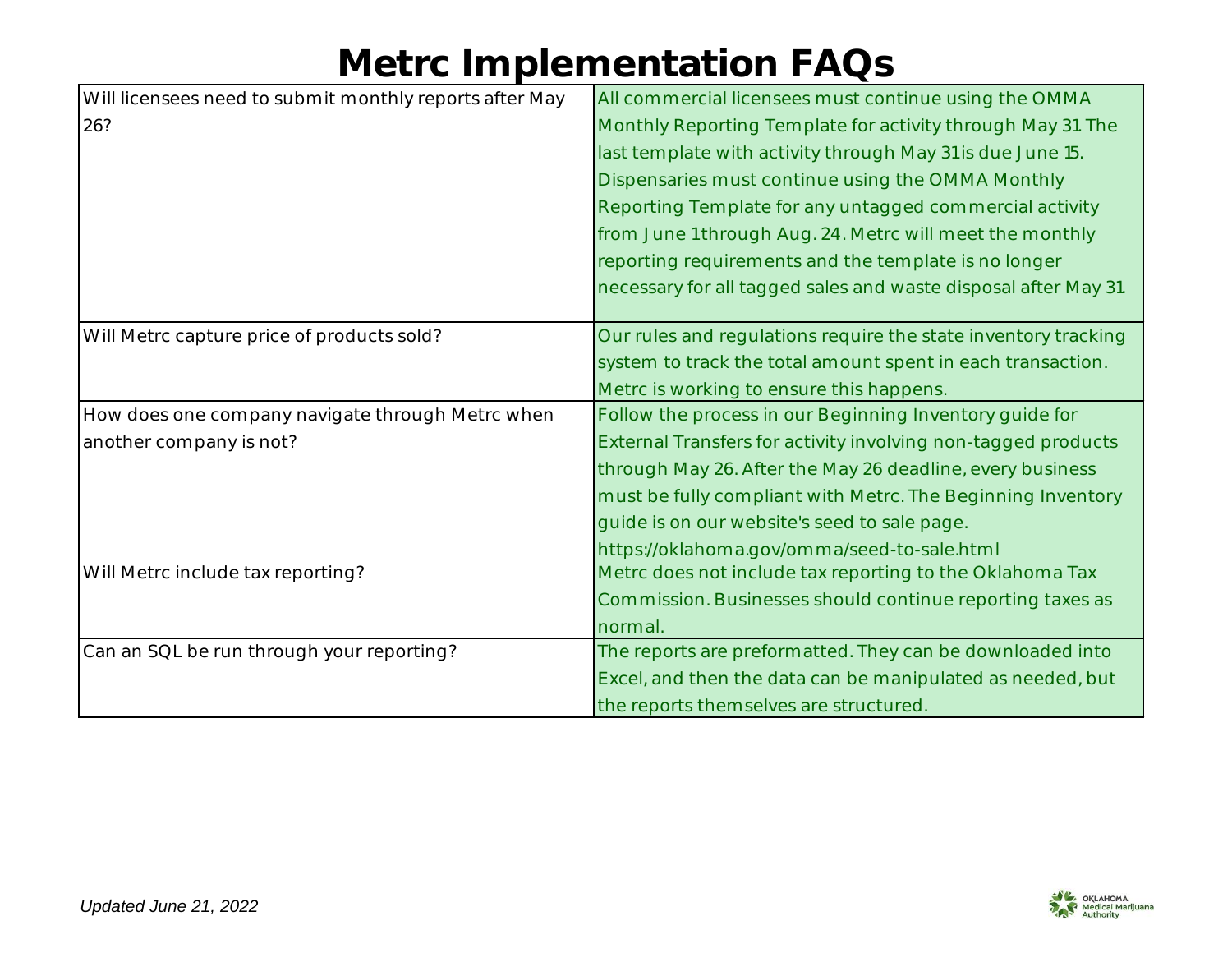# Metrc Implementation FAQs

| Question | Answer |
|---|---|
| Will licensees need to submit monthly reports after May 26? | All commercial licensees must continue using the OMMA Monthly Reporting Template for activity through May 31. The last template with activity through May 31 is due June 15. Dispensaries must continue using the OMMA Monthly Reporting Template for any untagged commercial activity from June 1 through Aug. 24. Metrc will meet the monthly reporting requirements and the template is no longer necessary for all tagged sales and waste disposal after May 31. |
| Will Metrc capture price of products sold? | Our rules and regulations require the state inventory tracking system to track the total amount spent in each transaction. Metrc is working to ensure this happens. |
| How does one company navigate through Metrc when another company is not? | Follow the process in our Beginning Inventory guide for External Transfers for activity involving non-tagged products through May 26. After the May 26 deadline, every business must be fully compliant with Metrc. The Beginning Inventory guide is on our website's seed to sale page. https://oklahoma.gov/omma/seed-to-sale.html |
| Will Metrc include tax reporting? | Metrc does not include tax reporting to the Oklahoma Tax Commission. Businesses should continue reporting taxes as normal. |
| Can an SQL be run through your reporting? | The reports are preformatted. They can be downloaded into Excel, and then the data can be manipulated as needed, but the reports themselves are structured. |

*Updated June 21, 2022*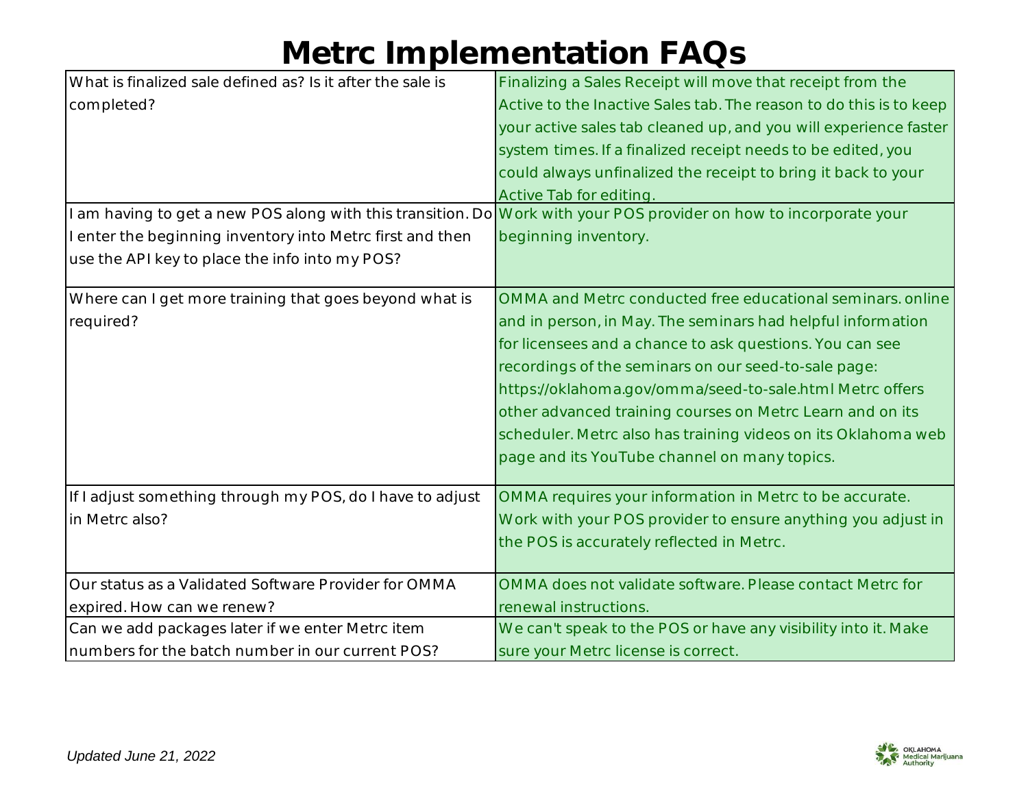# Metrc Implementation FAQs

| Question | Answer |
|---|---|
| What is finalized sale defined as? Is it after the sale is completed? | Finalizing a Sales Receipt will move that receipt from the Active to the Inactive Sales tab. The reason to do this is to keep your active sales tab cleaned up, and you will experience faster system times. If a finalized receipt needs to be edited, you could always unfinalized the receipt to bring it back to your Active Tab for editing. |
| I am having to get a new POS along with this transition. Do I enter the beginning inventory into Metrc first and then use the API key to place the info into my POS? | Work with your POS provider on how to incorporate your beginning inventory. |
| Where can I get more training that goes beyond what is required? | OMMA and Metrc conducted free educational seminars. online and in person, in May. The seminars had helpful information for licensees and a chance to ask questions. You can see recordings of the seminars on our seed-to-sale page: https://oklahoma.gov/omma/seed-to-sale.html Metrc offers other advanced training courses on Metrc Learn and on its scheduler. Metrc also has training videos on its Oklahoma web page and its YouTube channel on many topics. |
| If I adjust something through my POS, do I have to adjust in Metrc also? | OMMA requires your information in Metrc to be accurate. Work with your POS provider to ensure anything you adjust in the POS is accurately reflected in Metrc. |
| Our status as a Validated Software Provider for OMMA expired. How can we renew? | OMMA does not validate software. Please contact Metrc for renewal instructions. |
| Can we add packages later if we enter Metrc item numbers for the batch number in our current POS? | We can't speak to the POS or have any visibility into it. Make sure your Metrc license is correct. |

*Updated June 21, 2022*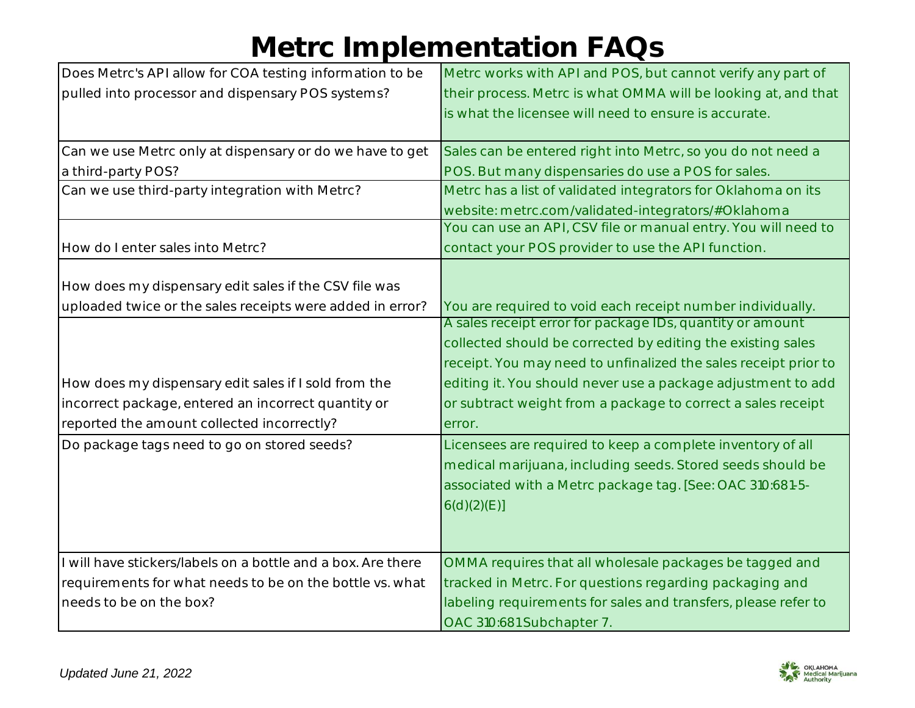# Metrc Implementation FAQs

| Question | Answer |
|---|---|
| Does Metrc's API allow for COA testing information to be pulled into processor and dispensary POS systems? | Metrc works with API and POS, but cannot verify any part of their process. Metrc is what OMMA will be looking at, and that is what the licensee will need to ensure is accurate. |
| Can we use Metrc only at dispensary or do we have to get a third-party POS? | Sales can be entered right into Metrc, so you do not need a POS. But many dispensaries do use a POS for sales. |
| Can we use third-party integration with Metrc? | Metrc has a list of validated integrators for Oklahoma on its website: metrc.com/validated-integrators/#Oklahoma |
| How do I enter sales into Metrc? | You can use an API, CSV file or manual entry. You will need to contact your POS provider to use the API function. |
| How does my dispensary edit sales if the CSV file was uploaded twice or the sales receipts were added in error? | You are required to void each receipt number individually. |
| How does my dispensary edit sales if I sold from the incorrect package, entered an incorrect quantity or reported the amount collected incorrectly? | A sales receipt error for package IDs, quantity or amount collected should be corrected by editing the existing sales receipt. You may need to unfinalized the sales receipt prior to editing it. You should never use a package adjustment to add or subtract weight from a package to correct a sales receipt error. |
| Do package tags need to go on stored seeds? | Licensees are required to keep a complete inventory of all medical marijuana, including seeds. Stored seeds should be associated with a Metrc package tag. [See: OAC 310:681-5-6(d)(2)(E)] |
| I will have stickers/labels on a bottle and a box. Are there requirements for what needs to be on the bottle vs. what needs to be on the box? | OMMA requires that all wholesale packages be tagged and tracked in Metrc. For questions regarding packaging and labeling requirements for sales and transfers, please refer to OAC 310:681 Subchapter 7. |

*Updated June 21, 2022*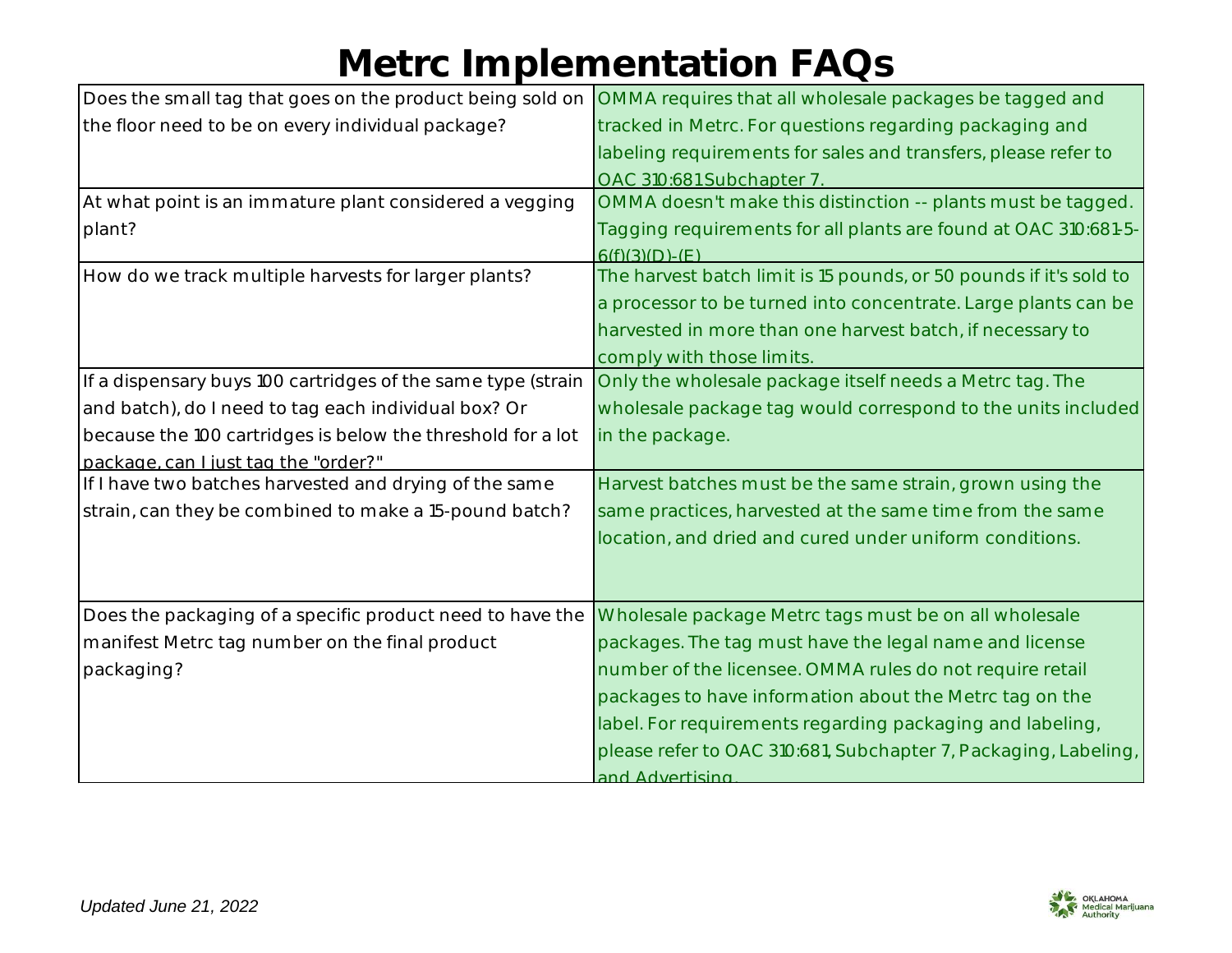# Metrc Implementation FAQs

| Question | Answer |
|---|---|
| Does the small tag that goes on the product being sold on the floor need to be on every individual package? | OMMA requires that all wholesale packages be tagged and tracked in Metrc. For questions regarding packaging and labeling requirements for sales and transfers, please refer to OAC 310:681 Subchapter 7. |
| At what point is an immature plant considered a vegging plant? | OMMA doesn't make this distinction -- plants must be tagged. Tagging requirements for all plants are found at OAC 310:681-5-6(f)(3)(D)-(E) |
| How do we track multiple harvests for larger plants? | The harvest batch limit is 15 pounds, or 50 pounds if it's sold to a processor to be turned into concentrate. Large plants can be harvested in more than one harvest batch, if necessary to comply with those limits. |
| If a dispensary buys 100 cartridges of the same type (strain and batch), do I need to tag each individual box? Or because the 100 cartridges is below the threshold for a lot package, can I just tag the "order?" | Only the wholesale package itself needs a Metrc tag. The wholesale package tag would correspond to the units included in the package. |
| If I have two batches harvested and drying of the same strain, can they be combined to make a 15-pound batch? | Harvest batches must be the same strain, grown using the same practices, harvested at the same time from the same location, and dried and cured under uniform conditions. |
| Does the packaging of a specific product need to have the manifest Metrc tag number on the final product packaging? | Wholesale package Metrc tags must be on all wholesale packages. The tag must have the legal name and license number of the licensee. OMMA rules do not require retail packages to have information about the Metrc tag on the label. For requirements regarding packaging and labeling, please refer to OAC 310:681, Subchapter 7, Packaging, Labeling, and Advertising. |

*Updated June 21, 2022*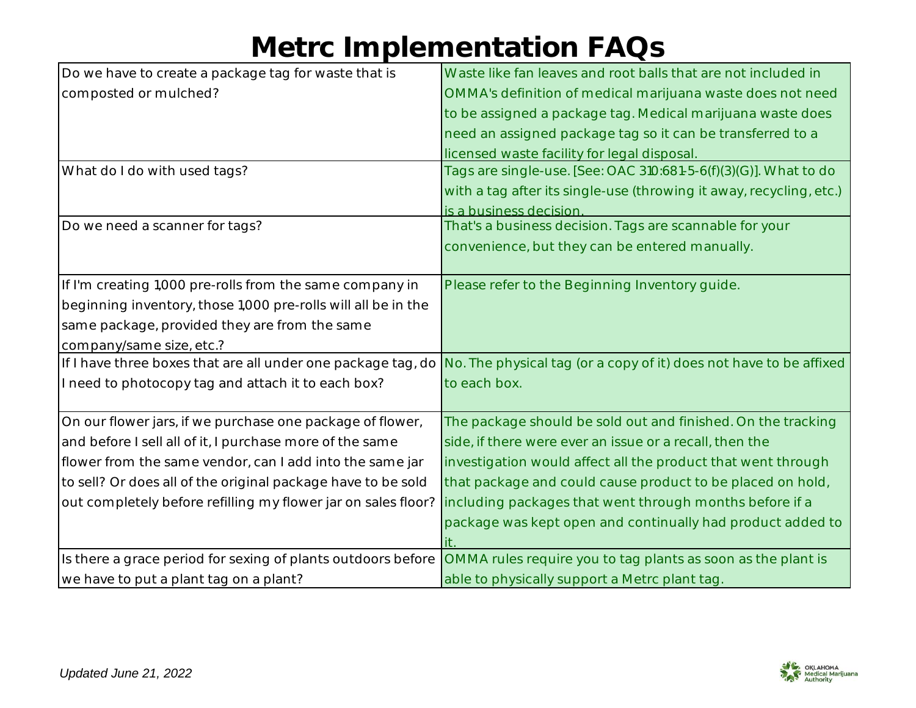# Metrc Implementation FAQs

| Question | Answer |
|---|---|
| Do we have to create a package tag for waste that is composted or mulched? | Waste like fan leaves and root balls that are not included in OMMA's definition of medical marijuana waste does not need to be assigned a package tag. Medical marijuana waste does need an assigned package tag so it can be transferred to a licensed waste facility for legal disposal. |
| What do I do with used tags? | Tags are single-use. [See: OAC 310:681-5-6(f)(3)(G)]. What to do with a tag after its single-use (throwing it away, recycling, etc.) is a business decision. |
| Do we need a scanner for tags? | That's a business decision. Tags are scannable for your convenience, but they can be entered manually. |
| If I'm creating 1,000 pre-rolls from the same company in beginning inventory, those 1,000 pre-rolls will all be in the same package, provided they are from the same company/same size, etc.? | Please refer to the Beginning Inventory guide. |
| If I have three boxes that are all under one package tag, do I need to photocopy tag and attach it to each box? | No. The physical tag (or a copy of it) does not have to be affixed to each box. |
| On our flower jars, if we purchase one package of flower, and before I sell all of it, I purchase more of the same flower from the same vendor, can I add into the same jar to sell? Or does all of the original package have to be sold out completely before refilling my flower jar on sales floor? | The package should be sold out and finished. On the tracking side, if there were ever an issue or a recall, then the investigation would affect all the product that went through that package and could cause product to be placed on hold, including packages that went through months before if a package was kept open and continually had product added to it. |
| Is there a grace period for sexing of plants outdoors before we have to put a plant tag on a plant? | OMMA rules require you to tag plants as soon as the plant is able to physically support a Metrc plant tag. |

*Updated June 21, 2022*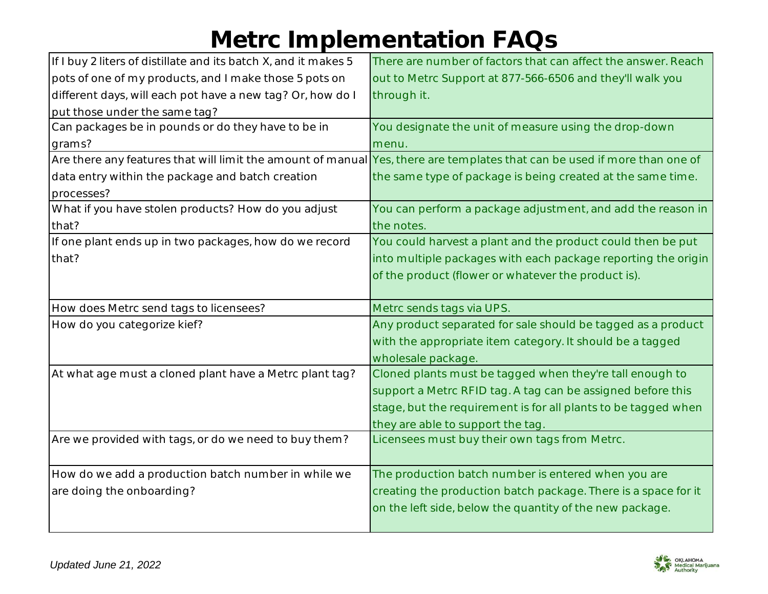# Metrc Implementation FAQs

| Question | Answer |
|---|---|
| If I buy 2 liters of distillate and its batch X, and it makes 5 pots of one of my products, and I make those 5 pots on different days, will each pot have a new tag? Or, how do I put those under the same tag? | There are number of factors that can affect the answer. Reach out to Metrc Support at 877-566-6506 and they'll walk you through it. |
| Can packages be in pounds or do they have to be in grams? | You designate the unit of measure using the drop-down menu. |
| Are there any features that will limit the amount of manual data entry within the package and batch creation processes? | Yes, there are templates that can be used if more than one of the same type of package is being created at the same time. |
| What if you have stolen products? How do you adjust that? | You can perform a package adjustment, and add the reason in the notes. |
| If one plant ends up in two packages, how do we record that? | You could harvest a plant and the product could then be put into multiple packages with each package reporting the origin of the product (flower or whatever the product is). |
| How does Metrc send tags to licensees? | Metrc sends tags via UPS. |
| How do you categorize kief? | Any product separated for sale should be tagged as a product with the appropriate item category. It should be a tagged wholesale package. |
| At what age must a cloned plant have a Metrc plant tag? | Cloned plants must be tagged when they're tall enough to support a Metrc RFID tag. A tag can be assigned before this stage, but the requirement is for all plants to be tagged when they are able to support the tag. |
| Are we provided with tags, or do we need to buy them? | Licensees must buy their own tags from Metrc. |
| How do we add a production batch number in while we are doing the onboarding? | The production batch number is entered when you are creating the production batch package. There is a space for it on the left side, below the quantity of the new package. |

*Updated June 21, 2022*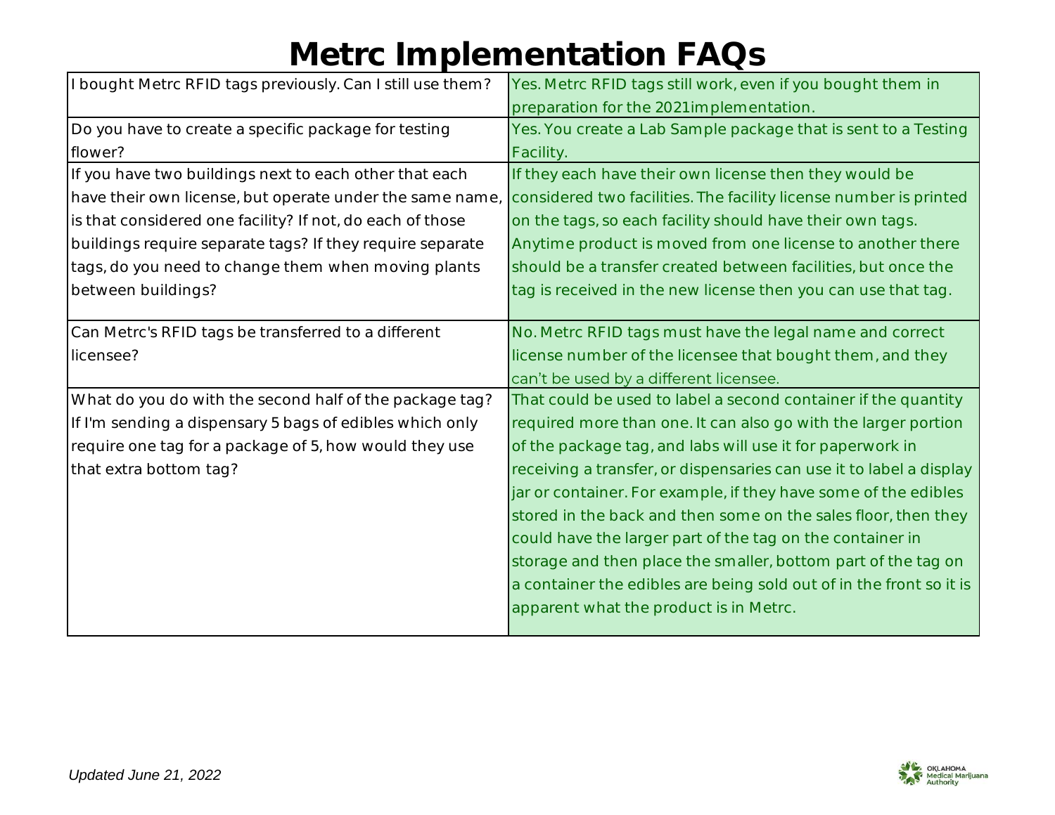# Metrc Implementation FAQs

| Question | Answer |
|---|---|
| I bought Metrc RFID tags previously. Can I still use them? | Yes. Metrc RFID tags still work, even if you bought them in preparation for the 2021implementation. |
| Do you have to create a specific package for testing flower? | Yes. You create a Lab Sample package that is sent to a Testing Facility. |
| If you have two buildings next to each other that each have their own license, but operate under the same name, is that considered one facility? If not, do each of those buildings require separate tags? If they require separate tags, do you need to change them when moving plants between buildings? | If they each have their own license then they would be considered two facilities. The facility license number is printed on the tags, so each facility should have their own tags. Anytime product is moved from one license to another there should be a transfer created between facilities, but once the tag is received in the new license then you can use that tag. |
| Can Metrc's RFID tags be transferred to a different licensee? | No. Metrc RFID tags must have the legal name and correct license number of the licensee that bought them, and they can't be used by a different licensee. |
| What do you do with the second half of the package tag? If I'm sending a dispensary 5 bags of edibles which only require one tag for a package of 5, how would they use that extra bottom tag? | That could be used to label a second container if the quantity required more than one. It can also go with the larger portion of the package tag, and labs will use it for paperwork in receiving a transfer, or dispensaries can use it to label a display jar or container. For example, if they have some of the edibles stored in the back and then some on the sales floor, then they could have the larger part of the tag on the container in storage and then place the smaller, bottom part of the tag on a container the edibles are being sold out of in the front so it is apparent what the product is in Metrc. |

*Updated June 21, 2022*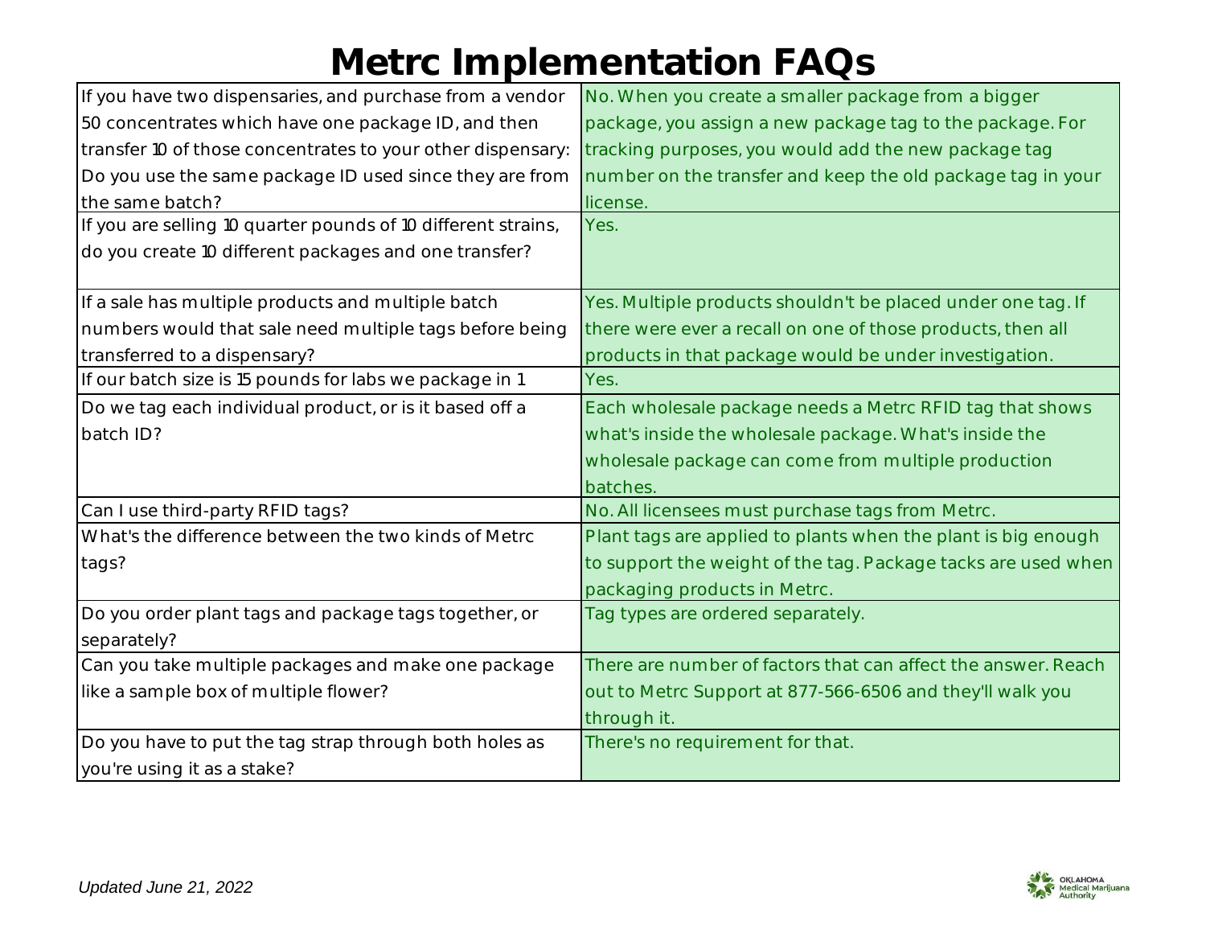# Metrc Implementation FAQs

| | |
|---|---|
| If you have two dispensaries, and purchase from a vendor 50 concentrates which have one package ID, and then transfer 10 of those concentrates to your other dispensary: Do you use the same package ID used since they are from the same batch? | No. When you create a smaller package from a bigger package, you assign a new package tag to the package. For tracking purposes, you would add the new package tag number on the transfer and keep the old package tag in your license. |
| If you are selling 10 quarter pounds of 10 different strains, do you create 10 different packages and one transfer? | Yes. |
| If a sale has multiple products and multiple batch numbers would that sale need multiple tags before being transferred to a dispensary? | Yes. Multiple products shouldn't be placed under one tag. If there were ever a recall on one of those products, then all products in that package would be under investigation. |
| If our batch size is 15 pounds for labs we package in 1 | Yes. |
| Do we tag each individual product, or is it based off a batch ID? | Each wholesale package needs a Metrc RFID tag that shows what's inside the wholesale package. What's inside the wholesale package can come from multiple production batches. |
| Can I use third-party RFID tags? | No. All licensees must purchase tags from Metrc. |
| What's the difference between the two kinds of Metrc tags? | Plant tags are applied to plants when the plant is big enough to support the weight of the tag. Package tacks are used when packaging products in Metrc. |
| Do you order plant tags and package tags together, or separately? | Tag types are ordered separately. |
| Can you take multiple packages and make one package like a sample box of multiple flower? | There are number of factors that can affect the answer. Reach out to Metrc Support at 877-566-6506 and they'll walk you through it. |
| Do you have to put the tag strap through both holes as you're using it as a stake? | There's no requirement for that. |

*Updated June 21, 2022*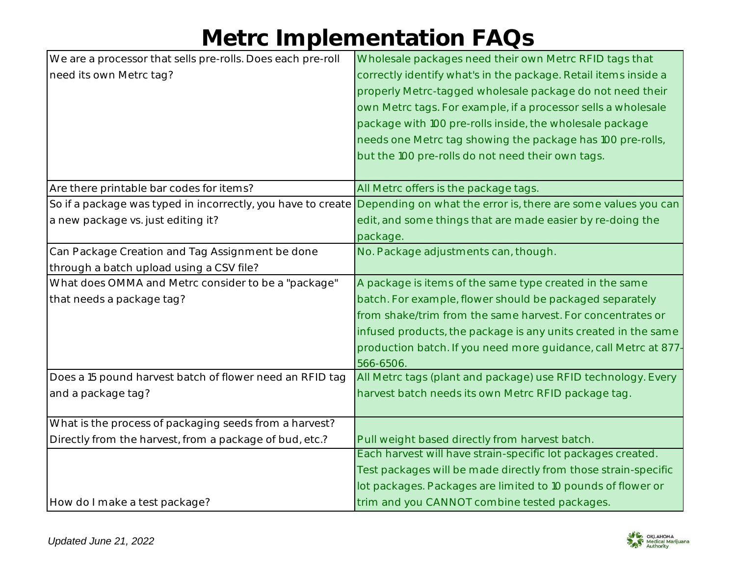# Metrc Implementation FAQs

| | |
|---|---|
| We are a processor that sells pre-rolls. Does each pre-roll need its own Metrc tag? | Wholesale packages need their own Metrc RFID tags that correctly identify what's in the package. Retail items inside a properly Metrc-tagged wholesale package do not need their own Metrc tags. For example, if a processor sells a wholesale package with 100 pre-rolls inside, the wholesale package needs one Metrc tag showing the package has 100 pre-rolls, but the 100 pre-rolls do not need their own tags. |
| Are there printable bar codes for items? | All Metrc offers is the package tags. |
| So if a package was typed in incorrectly, you have to create a new package vs. just editing it? | Depending on what the error is, there are some values you can edit, and some things that are made easier by re-doing the package. |
| Can Package Creation and Tag Assignment be done through a batch upload using a CSV file? | No. Package adjustments can, though. |
| What does OMMA and Metrc consider to be a "package" that needs a package tag? | A package is items of the same type created in the same batch. For example, flower should be packaged separately from shake/trim from the same harvest. For concentrates or infused products, the package is any units created in the same production batch. If you need more guidance, call Metrc at 877-566-6506. |
| Does a 15 pound harvest batch of flower need an RFID tag and a package tag? | All Metrc tags (plant and package) use RFID technology. Every harvest batch needs its own Metrc RFID package tag. |
| What is the process of packaging seeds from a harvest? Directly from the harvest, from a package of bud, etc.? | Pull weight based directly from harvest batch. |
| How do I make a test package? | Each harvest will have strain-specific lot packages created. Test packages will be made directly from those strain-specific lot packages. Packages are limited to 10 pounds of flower or trim and you CANNOT combine tested packages. |

*Updated June 21, 2022*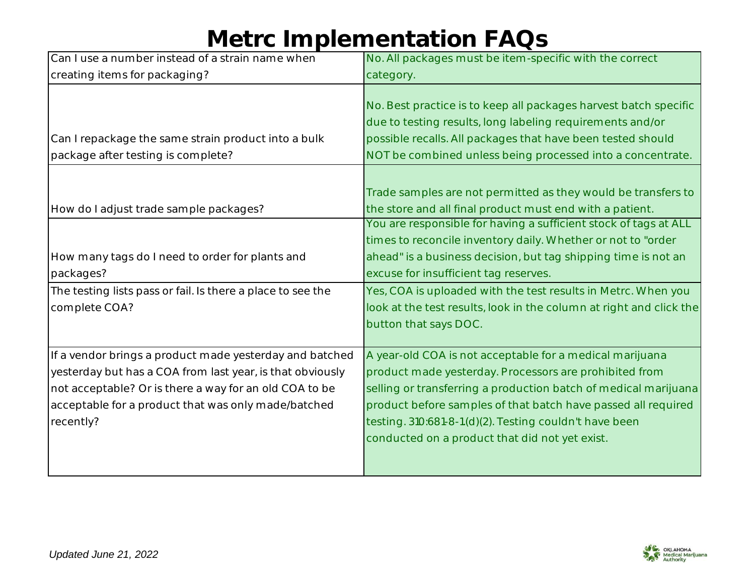# Metrc Implementation FAQs

| Question | Answer |
| --- | --- |
| Can I use a number instead of a strain name when creating items for packaging? | No. All packages must be item-specific with the correct category. |
| Can I repackage the same strain product into a bulk package after testing is complete? | No. Best practice is to keep all packages harvest batch specific due to testing results, long labeling requirements and/or possible recalls. All packages that have been tested should NOT be combined unless being processed into a concentrate. |
| How do I adjust trade sample packages? | Trade samples are not permitted as they would be transfers to the store and all final product must end with a patient. |
| How many tags do I need to order for plants and packages? | You are responsible for having a sufficient stock of tags at ALL times to reconcile inventory daily. Whether or not to "order ahead" is a business decision, but tag shipping time is not an excuse for insufficient tag reserves. |
| The testing lists pass or fail. Is there a place to see the complete COA? | Yes, COA is uploaded with the test results in Metrc. When you look at the test results, look in the column at right and click the button that says DOC. |
| If a vendor brings a product made yesterday and batched yesterday but has a COA from last year, is that obviously not acceptable? Or is there a way for an old COA to be acceptable for a product that was only made/batched recently? | A year-old COA is not acceptable for a medical marijuana product made yesterday. Processors are prohibited from selling or transferring a production batch of medical marijuana product before samples of that batch have passed all required testing. 310:681-8-1(d)(2). Testing couldn't have been conducted on a product that did not yet exist. |

*Updated June 21, 2022*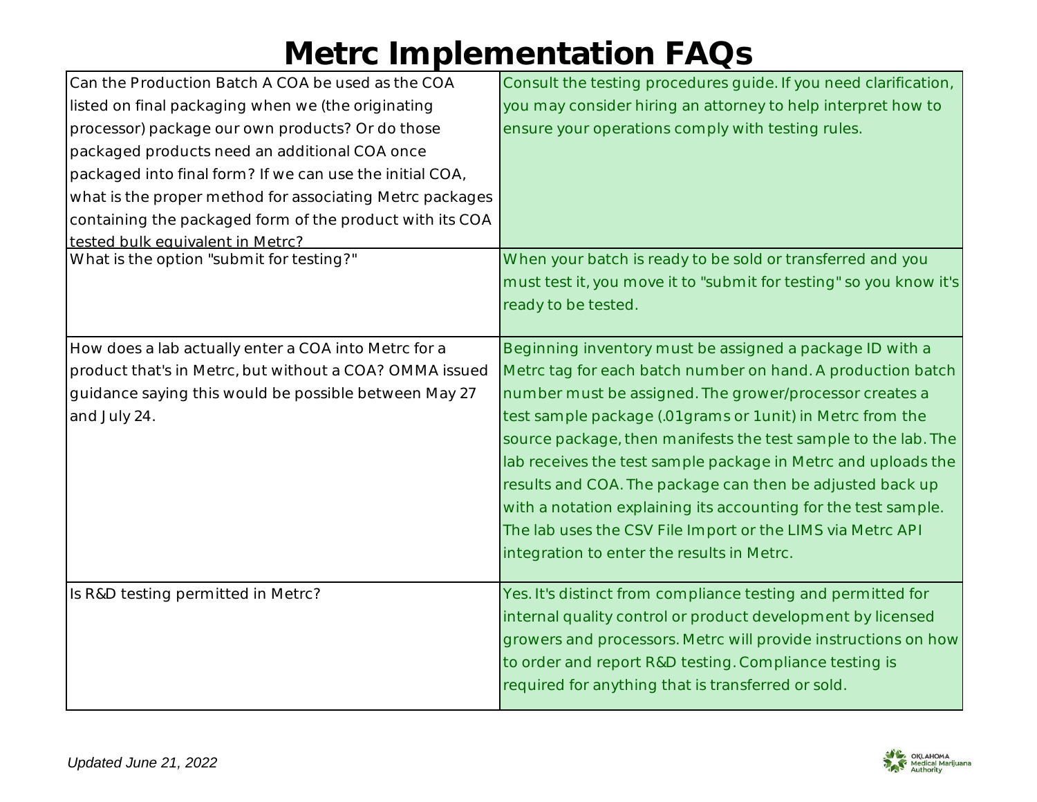# Metrc Implementation FAQs

| | |
|---|---|
| Can the Production Batch A COA be used as the COA listed on final packaging when we (the originating processor) package our own products? Or do those packaged products need an additional COA once packaged into final form? If we can use the initial COA, what is the proper method for associating Metrc packages containing the packaged form of the product with its COA tested bulk equivalent in Metrc? | Consult the testing procedures guide. If you need clarification, you may consider hiring an attorney to help interpret how to ensure your operations comply with testing rules. |
| What is the option "submit for testing?" | When your batch is ready to be sold or transferred and you must test it, you move it to "submit for testing" so you know it's ready to be tested. |
| How does a lab actually enter a COA into Metrc for a product that's in Metrc, but without a COA? OMMA issued guidance saying this would be possible between May 27 and July 24. | Beginning inventory must be assigned a package ID with a Metrc tag for each batch number on hand. A production batch number must be assigned. The grower/processor creates a test sample package (.01grams or 1unit) in Metrc from the source package, then manifests the test sample to the lab. The lab receives the test sample package in Metrc and uploads the results and COA. The package can then be adjusted back up with a notation explaining its accounting for the test sample. The lab uses the CSV File Import or the LIMS via Metrc API integration to enter the results in Metrc. |
| Is R&D testing permitted in Metrc? | Yes. It's distinct from compliance testing and permitted for internal quality control or product development by licensed growers and processors. Metrc will provide instructions on how to order and report R&D testing. Compliance testing is required for anything that is transferred or sold. |

*Updated June 21, 2022*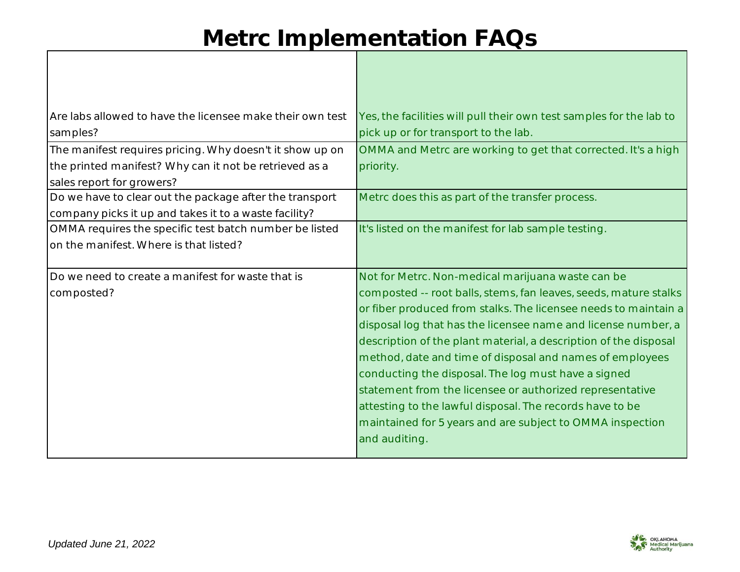# Metrc Implementation FAQs

| | |
|---|---|
| Are labs allowed to have the licensee make their own test samples? | Yes, the facilities will pull their own test samples for the lab to pick up or for transport to the lab. |
| The manifest requires pricing. Why doesn't it show up on the printed manifest? Why can it not be retrieved as a sales report for growers? | OMMA and Metrc are working to get that corrected. It's a high priority. |
| Do we have to clear out the package after the transport company picks it up and takes it to a waste facility? | Metrc does this as part of the transfer process. |
| OMMA requires the specific test batch number be listed on the manifest. Where is that listed? | It's listed on the manifest for lab sample testing. |
| Do we need to create a manifest for waste that is composted? | Not for Metrc. Non-medical marijuana waste can be composted -- root balls, stems, fan leaves, seeds, mature stalks or fiber produced from stalks. The licensee needs to maintain a disposal log that has the licensee name and license number, a description of the plant material, a description of the disposal method, date and time of disposal and names of employees conducting the disposal. The log must have a signed statement from the licensee or authorized representative attesting to the lawful disposal. The records have to be maintained for 5 years and are subject to OMMA inspection and auditing. |

*Updated June 21, 2022*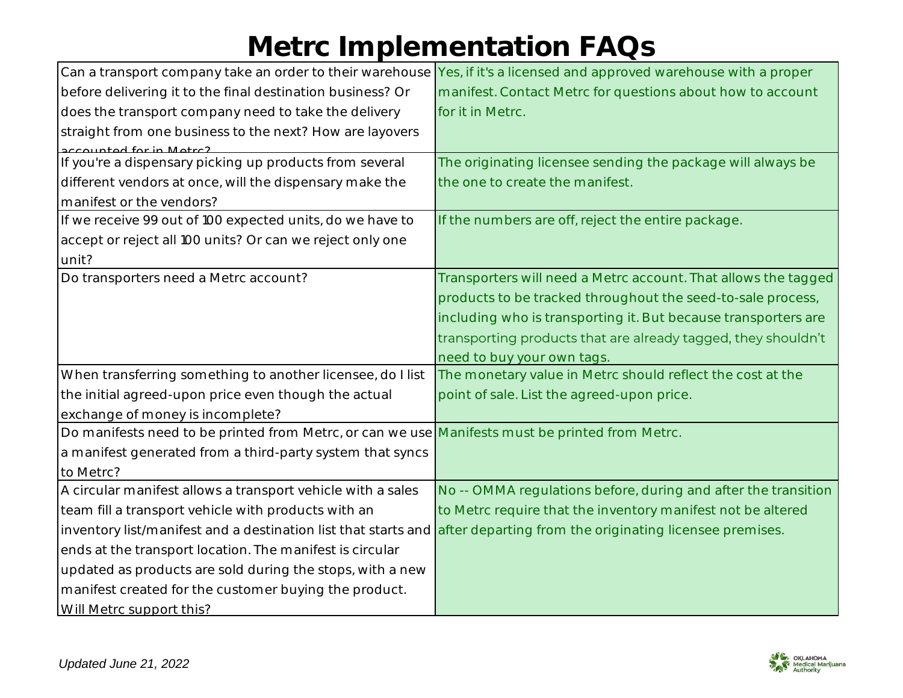# Metrc Implementation FAQs

| Question | Answer |
|---|---|
| Can a transport company take an order to their warehouse before delivering it to the final destination business? Or does the transport company need to take the delivery straight from one business to the next? How are layovers accounted for in Metrc? | Yes, if it's a licensed and approved warehouse with a proper manifest. Contact Metrc for questions about how to account for it in Metrc. |
| If you're a dispensary picking up products from several different vendors at once, will the dispensary make the manifest or the vendors? | The originating licensee sending the package will always be the one to create the manifest. |
| If we receive 99 out of 100 expected units, do we have to accept or reject all 100 units? Or can we reject only one unit? | If the numbers are off, reject the entire package. |
| Do transporters need a Metrc account? | Transporters will need a Metrc account. That allows the tagged products to be tracked throughout the seed-to-sale process, including who is transporting it. But because transporters are transporting products that are already tagged, they shouldn't need to buy your own tags. |
| When transferring something to another licensee, do I list the initial agreed-upon price even though the actual exchange of money is incomplete? | The monetary value in Metrc should reflect the cost at the point of sale. List the agreed-upon price. |
| Do manifests need to be printed from Metrc, or can we use a manifest generated from a third-party system that syncs to Metrc? | Manifests must be printed from Metrc. |
| A circular manifest allows a transport vehicle with a sales team fill a transport vehicle with products with an inventory list/manifest and a destination list that starts and ends at the transport location. The manifest is circular updated as products are sold during the stops, with a new manifest created for the customer buying the product. Will Metrc support this? | No -- OMMA regulations before, during and after the transition to Metrc require that the inventory manifest not be altered after departing from the originating licensee premises. |

*Updated June 21, 2022*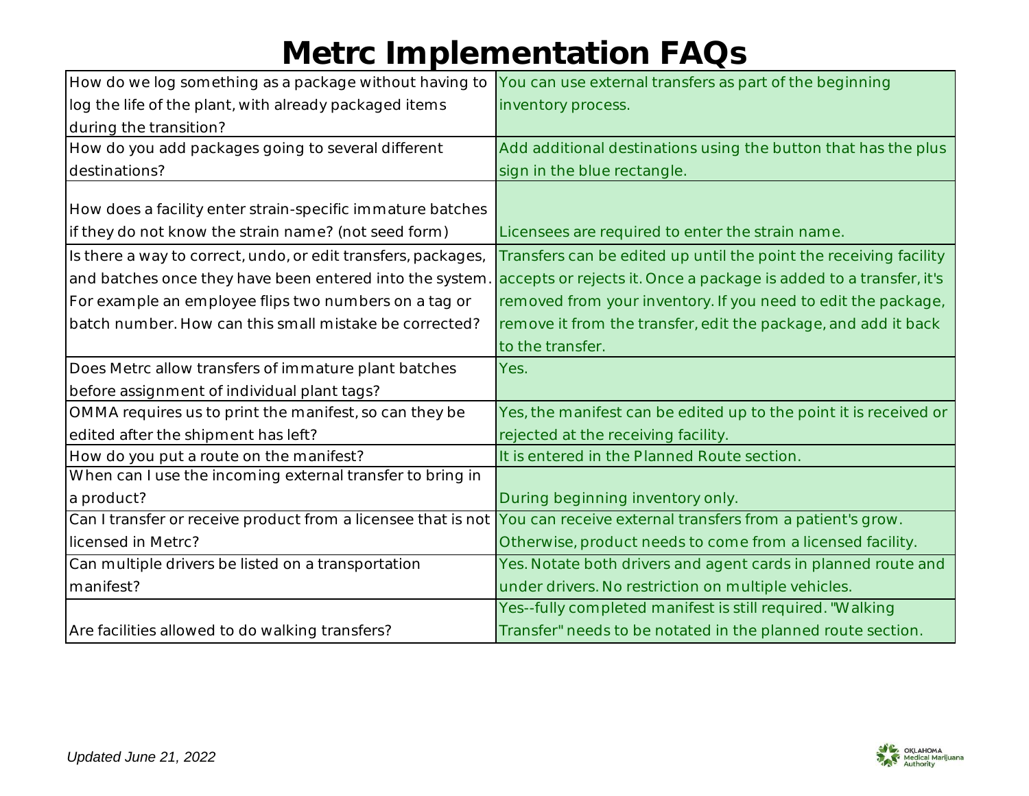# Metrc Implementation FAQs

| Question | Answer |
| --- | --- |
| How do we log something as a package without having to log the life of the plant, with already packaged items during the transition? | You can use external transfers as part of the beginning inventory process. |
| How do you add packages going to several different destinations? | Add additional destinations using the button that has the plus sign in the blue rectangle. |
| How does a facility enter strain-specific immature batches if they do not know the strain name? (not seed form) | Licensees are required to enter the strain name. |
| Is there a way to correct, undo, or edit transfers, packages, and batches once they have been entered into the system. For example an employee flips two numbers on a tag or batch number. How can this small mistake be corrected? | Transfers can be edited up until the point the receiving facility accepts or rejects it. Once a package is added to a transfer, it's removed from your inventory. If you need to edit the package, remove it from the transfer, edit the package, and add it back to the transfer. |
| Does Metrc allow transfers of immature plant batches before assignment of individual plant tags? | Yes. |
| OMMA requires us to print the manifest, so can they be edited after the shipment has left? | Yes, the manifest can be edited up to the point it is received or rejected at the receiving facility. |
| How do you put a route on the manifest? | It is entered in the Planned Route section. |
| When can I use the incoming external transfer to bring in a product? | During beginning inventory only. |
| Can I transfer or receive product from a licensee that is not licensed in Metrc? | You can receive external transfers from a patient's grow. Otherwise, product needs to come from a licensed facility. |
| Can multiple drivers be listed on a transportation manifest? | Yes. Notate both drivers and agent cards in planned route and under drivers. No restriction on multiple vehicles. |
| Are facilities allowed to do walking transfers? | Yes--fully completed manifest is still required. "Walking Transfer" needs to be notated in the planned route section. |

*Updated June 21, 2022*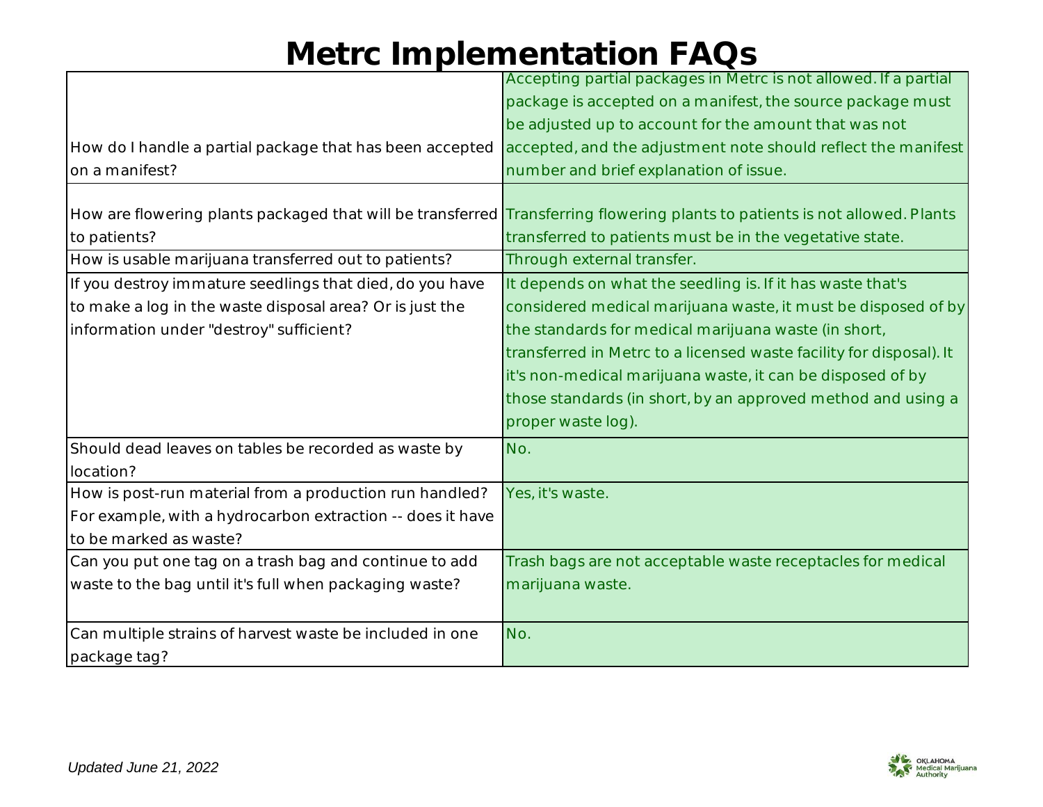# Metrc Implementation FAQs

| | |
|---|---|
| How do I handle a partial package that has been accepted on a manifest? | Accepting partial packages in Metrc is not allowed. If a partial package is accepted on a manifest, the source package must be adjusted up to account for the amount that was not accepted, and the adjustment note should reflect the manifest number and brief explanation of issue. |
| How are flowering plants packaged that will be transferred to patients? | Transferring flowering plants to patients is not allowed. Plants transferred to patients must be in the vegetative state. |
| How is usable marijuana transferred out to patients? | Through external transfer. |
| If you destroy immature seedlings that died, do you have to make a log in the waste disposal area? Or is just the information under "destroy" sufficient? | It depends on what the seedling is. If it has waste that's considered medical marijuana waste, it must be disposed of by the standards for medical marijuana waste (in short, transferred in Metrc to a licensed waste facility for disposal). It it's non-medical marijuana waste, it can be disposed of by those standards (in short, by an approved method and using a proper waste log). |
| Should dead leaves on tables be recorded as waste by location? | No. |
| How is post-run material from a production run handled? For example, with a hydrocarbon extraction -- does it have to be marked as waste? | Yes, it's waste. |
| Can you put one tag on a trash bag and continue to add waste to the bag until it's full when packaging waste? | Trash bags are not acceptable waste receptacles for medical marijuana waste. |
| Can multiple strains of harvest waste be included in one package tag? | No. |

*Updated June 21, 2022*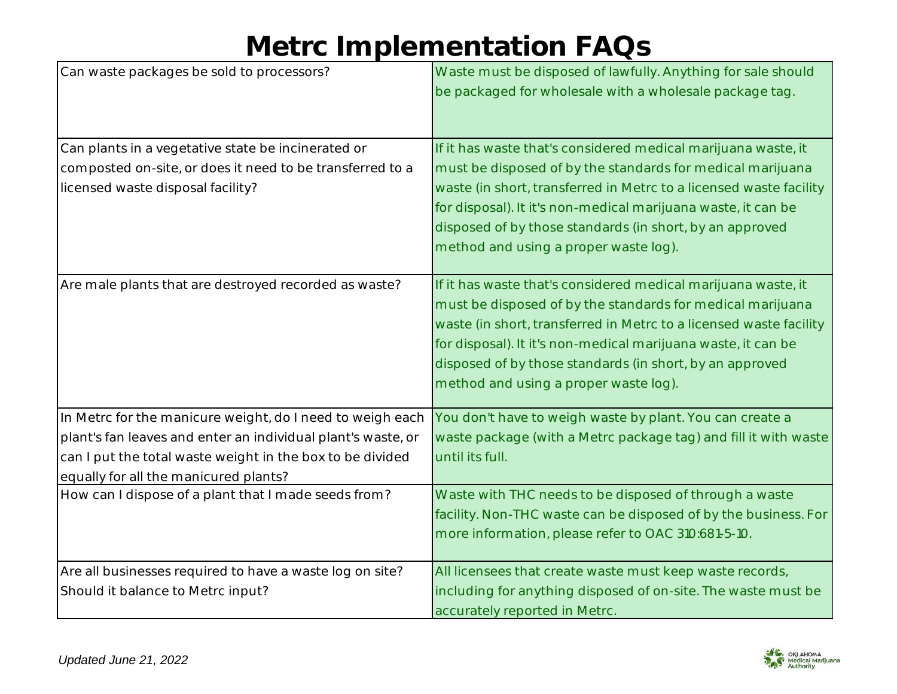# Metrc Implementation FAQs

| Question | Answer |
|---|---|
| Can waste packages be sold to processors? | Waste must be disposed of lawfully. Anything for sale should be packaged for wholesale with a wholesale package tag. |
| Can plants in a vegetative state be incinerated or composted on-site, or does it need to be transferred to a licensed waste disposal facility? | If it has waste that's considered medical marijuana waste, it must be disposed of by the standards for medical marijuana waste (in short, transferred in Metrc to a licensed waste facility for disposal). It it's non-medical marijuana waste, it can be disposed of by those standards (in short, by an approved method and using a proper waste log). |
| Are male plants that are destroyed recorded as waste? | If it has waste that's considered medical marijuana waste, it must be disposed of by the standards for medical marijuana waste (in short, transferred in Metrc to a licensed waste facility for disposal). It it's non-medical marijuana waste, it can be disposed of by those standards (in short, by an approved method and using a proper waste log). |
| In Metrc for the manicure weight, do I need to weigh each plant's fan leaves and enter an individual plant's waste, or can I put the total waste weight in the box to be divided equally for all the manicured plants? | You don't have to weigh waste by plant. You can create a waste package (with a Metrc package tag) and fill it with waste until its full. |
| How can I dispose of a plant that I made seeds from? | Waste with THC needs to be disposed of through a waste facility. Non-THC waste can be disposed of by the business. For more information, please refer to OAC 310:681-5-10. |
| Are all businesses required to have a waste log on site? Should it balance to Metrc input? | All licensees that create waste must keep waste records, including for anything disposed of on-site. The waste must be accurately reported in Metrc. |

*Updated June 21, 2022*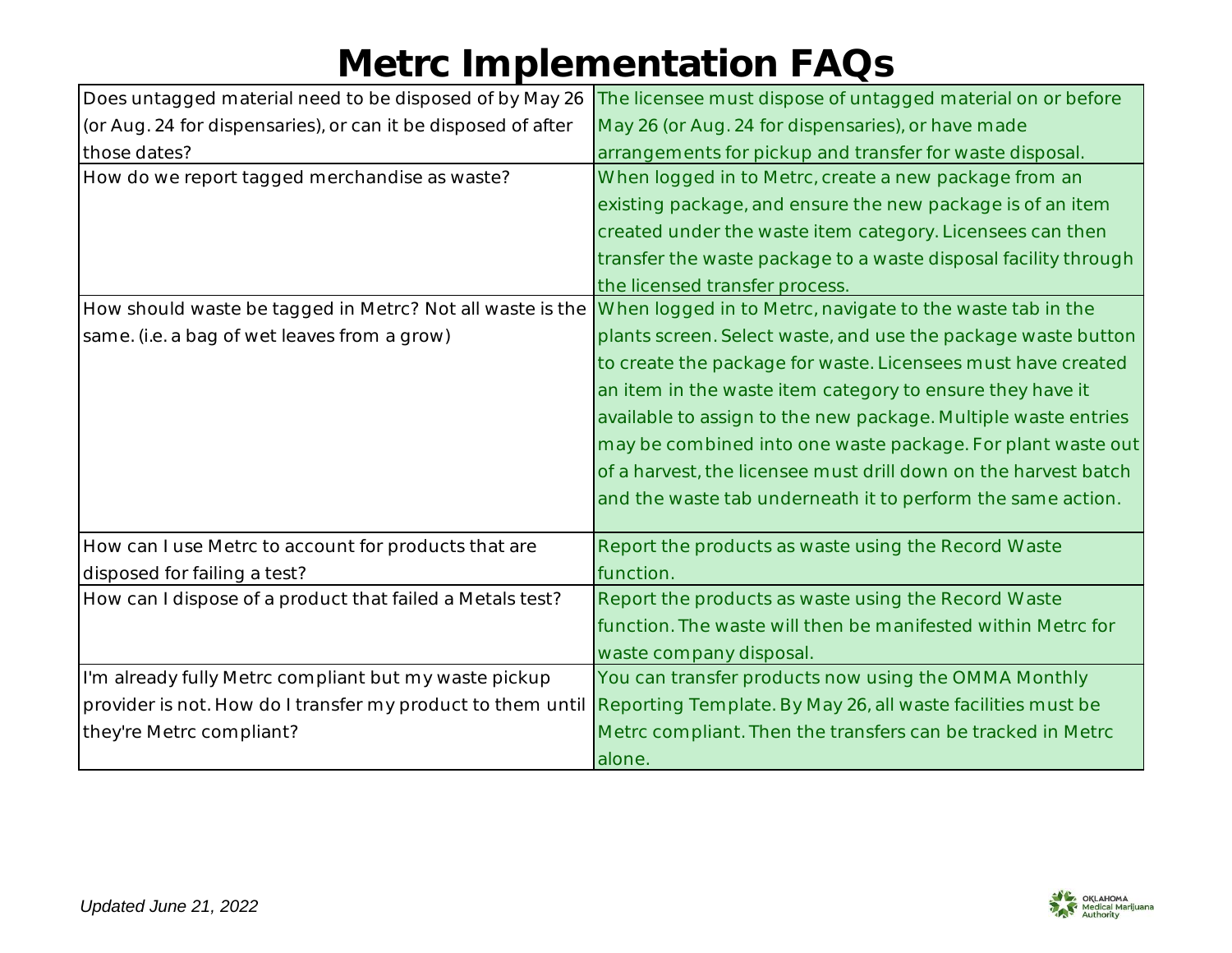# Metrc Implementation FAQs

| | |
|---|---|
| Does untagged material need to be disposed of by May 26 (or Aug. 24 for dispensaries), or can it be disposed of after those dates? | The licensee must dispose of untagged material on or before May 26 (or Aug. 24 for dispensaries), or have made arrangements for pickup and transfer for waste disposal. |
| How do we report tagged merchandise as waste? | When logged in to Metrc, create a new package from an existing package, and ensure the new package is of an item created under the waste item category. Licensees can then transfer the waste package to a waste disposal facility through the licensed transfer process. |
| How should waste be tagged in Metrc? Not all waste is the same. (i.e. a bag of wet leaves from a grow) | When logged in to Metrc, navigate to the waste tab in the plants screen. Select waste, and use the package waste button to create the package for waste. Licensees must have created an item in the waste item category to ensure they have it available to assign to the new package. Multiple waste entries may be combined into one waste package. For plant waste out of a harvest, the licensee must drill down on the harvest batch and the waste tab underneath it to perform the same action. |
| How can I use Metrc to account for products that are disposed for failing a test? | Report the products as waste using the Record Waste function. |
| How can I dispose of a product that failed a Metals test? | Report the products as waste using the Record Waste function. The waste will then be manifested within Metrc for waste company disposal. |
| I'm already fully Metrc compliant but my waste pickup provider is not. How do I transfer my product to them until they're Metrc compliant? | You can transfer products now using the OMMA Monthly Reporting Template. By May 26, all waste facilities must be Metrc compliant. Then the transfers can be tracked in Metrc alone. |

*Updated June 21, 2022*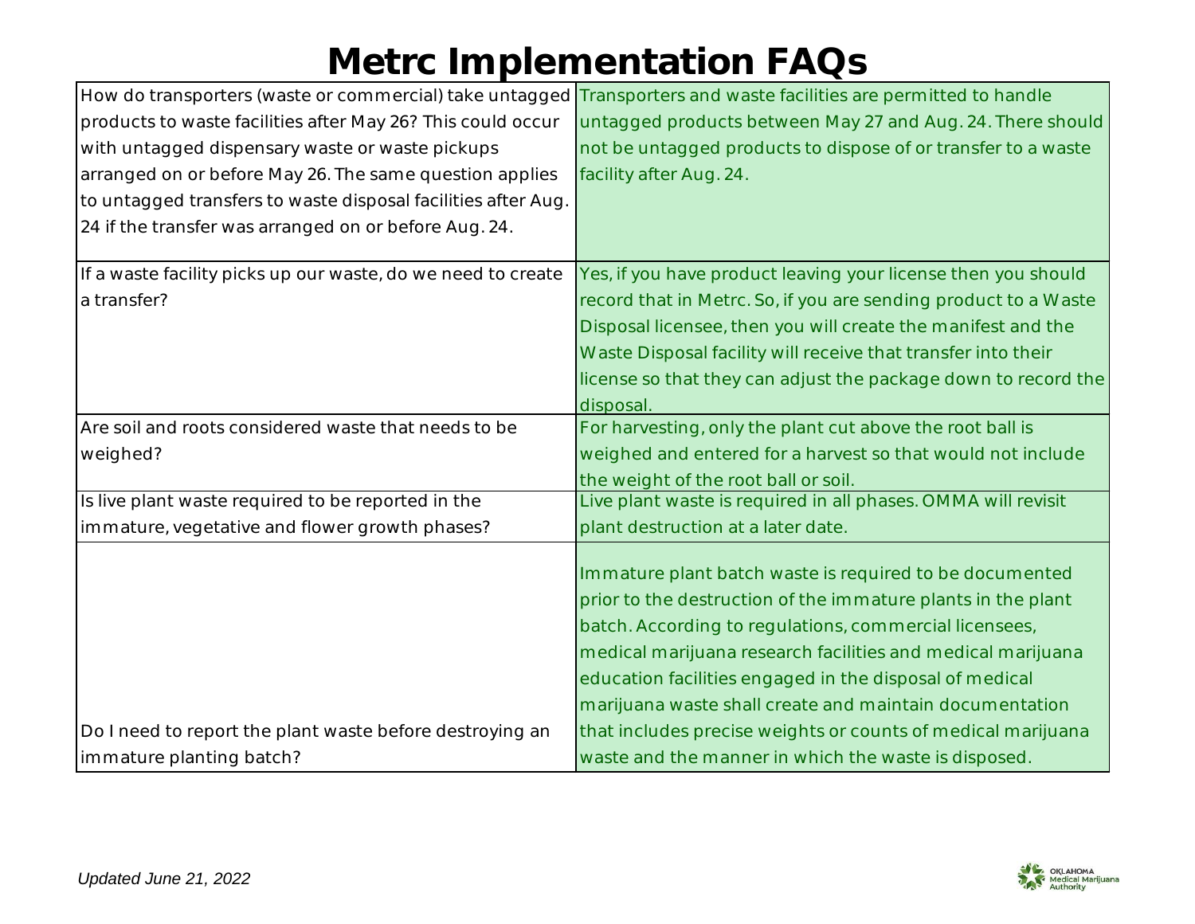# Metrc Implementation FAQs

| Question | Answer |
|---|---|
| How do transporters (waste or commercial) take untagged products to waste facilities after May 26? This could occur with untagged dispensary waste or waste pickups arranged on or before May 26. The same question applies to untagged transfers to waste disposal facilities after Aug. 24 if the transfer was arranged on or before Aug. 24. | Transporters and waste facilities are permitted to handle untagged products between May 27 and Aug. 24. There should not be untagged products to dispose of or transfer to a waste facility after Aug. 24. |
| If a waste facility picks up our waste, do we need to create a transfer? | Yes, if you have product leaving your license then you should record that in Metrc. So, if you are sending product to a Waste Disposal licensee, then you will create the manifest and the Waste Disposal facility will receive that transfer into their license so that they can adjust the package down to record the disposal. |
| Are soil and roots considered waste that needs to be weighed? | For harvesting, only the plant cut above the root ball is weighed and entered for a harvest so that would not include the weight of the root ball or soil. |
| Is live plant waste required to be reported in the immature, vegetative and flower growth phases? | Live plant waste is required in all phases. OMMA will revisit plant destruction at a later date. |
| Do I need to report the plant waste before destroying an immature planting batch? | Immature plant batch waste is required to be documented prior to the destruction of the immature plants in the plant batch. According to regulations, commercial licensees, medical marijuana research facilities and medical marijuana education facilities engaged in the disposal of medical marijuana waste shall create and maintain documentation that includes precise weights or counts of medical marijuana waste and the manner in which the waste is disposed. |

*Updated June 21, 2022*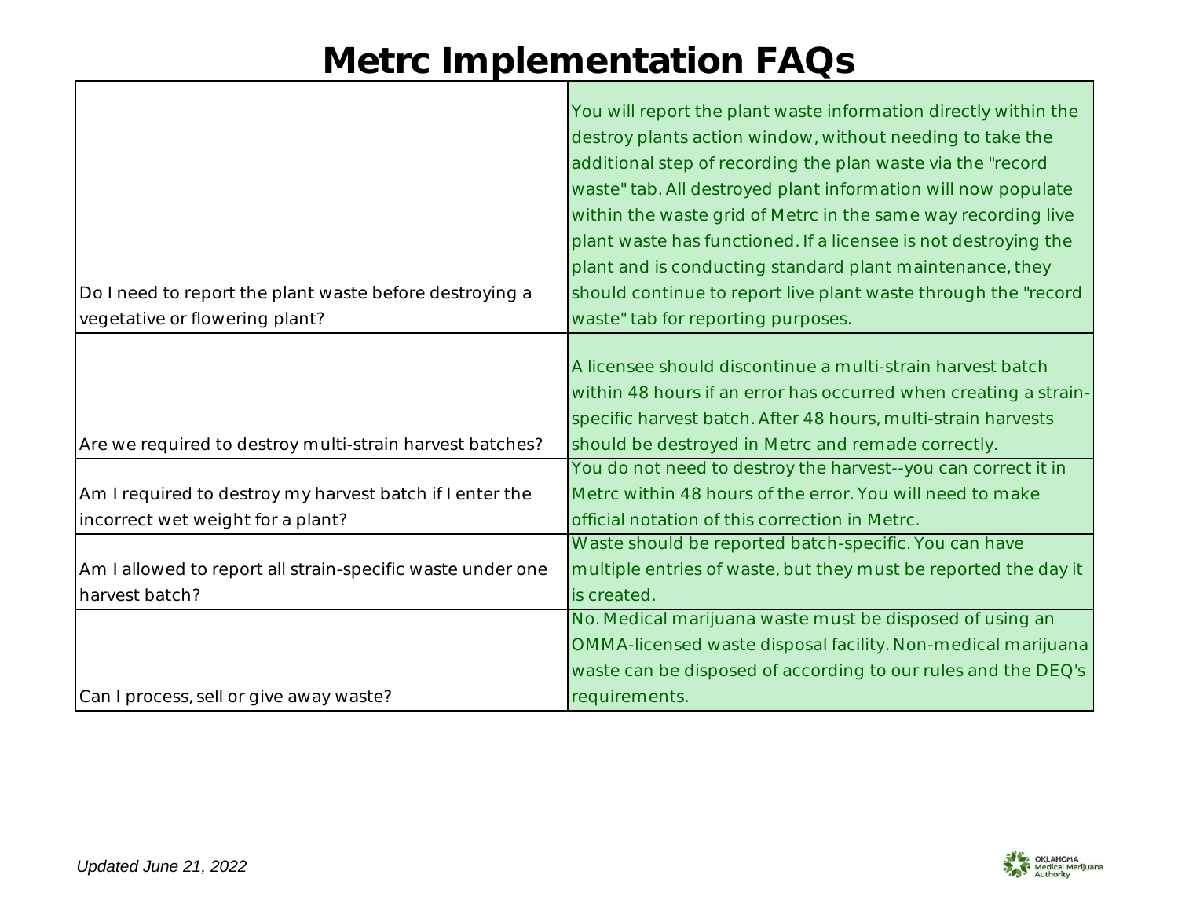# Metrc Implementation FAQs

| | |
|---|---|
| Do I need to report the plant waste before destroying a vegetative or flowering plant? | You will report the plant waste information directly within the destroy plants action window, without needing to take the additional step of recording the plan waste via the "record waste" tab. All destroyed plant information will now populate within the waste grid of Metrc in the same way recording live plant waste has functioned. If a licensee is not destroying the plant and is conducting standard plant maintenance, they should continue to report live plant waste through the "record waste" tab for reporting purposes. |
| Are we required to destroy multi-strain harvest batches? | A licensee should discontinue a multi-strain harvest batch within 48 hours if an error has occurred when creating a strain-specific harvest batch. After 48 hours, multi-strain harvests should be destroyed in Metrc and remade correctly. |
| Am I required to destroy my harvest batch if I enter the incorrect wet weight for a plant? | You do not need to destroy the harvest--you can correct it in Metrc within 48 hours of the error. You will need to make official notation of this correction in Metrc. |
| Am I allowed to report all strain-specific waste under one harvest batch? | Waste should be reported batch-specific. You can have multiple entries of waste, but they must be reported the day it is created. |
| Can I process, sell or give away waste? | No. Medical marijuana waste must be disposed of using an OMMA-licensed waste disposal facility. Non-medical marijuana waste can be disposed of according to our rules and the DEQ's requirements. |

*Updated June 21, 2022*